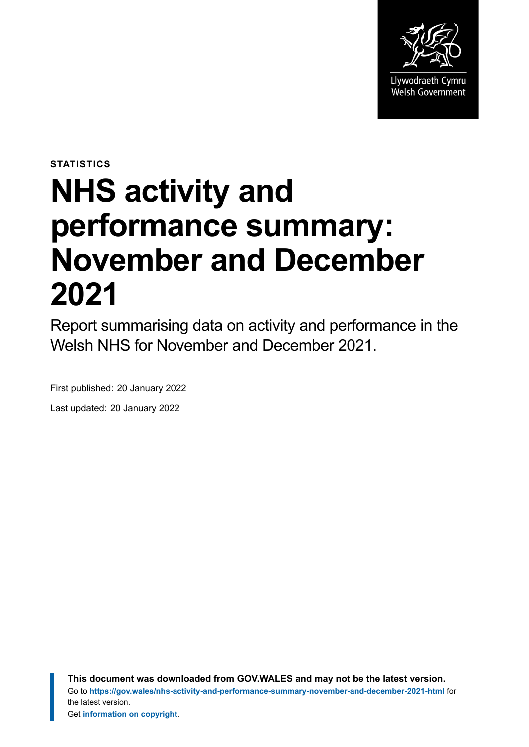Llywodraeth Cymru
Welsh Government

STATISTICS

# NHS activity and performance summary: November and December 2021

Report summarising data on activity and performance in the Welsh NHS for November and December 2021.

First published: 20 January 2022

Last updated: 20 January 2022

**This document was downloaded from GOV.WALES and may not be the latest version.**
Go to **https://gov.wales/nhs-activity-and-performance-summary-november-and-december-2021-html** for the latest version.
Get **information on copyright**.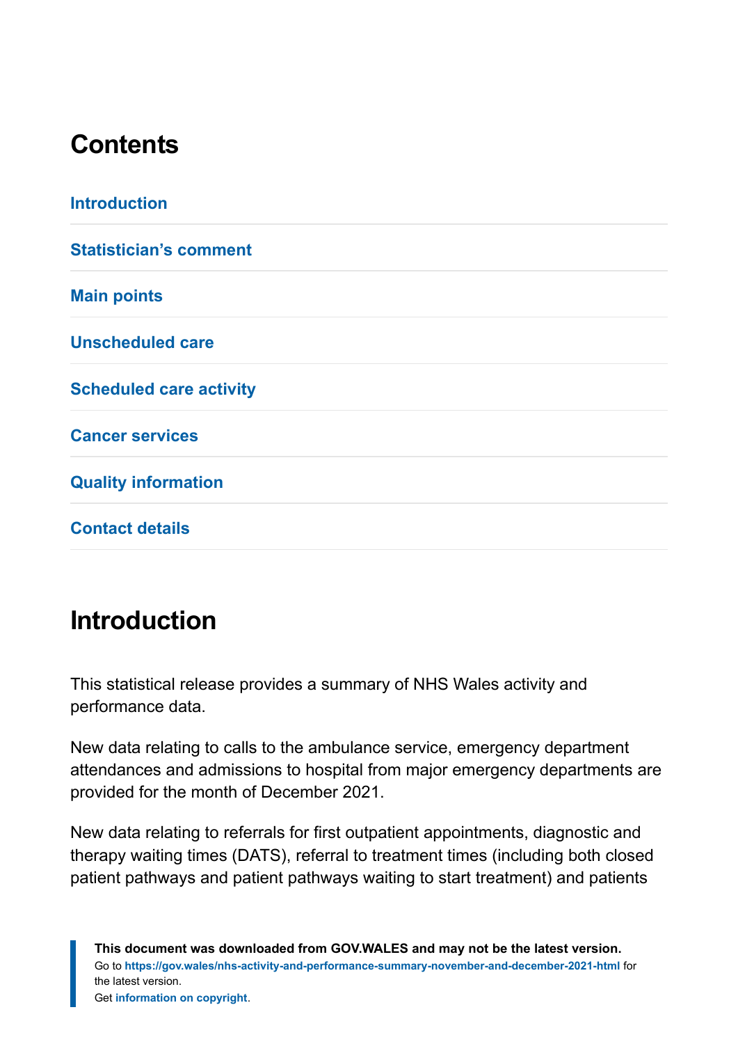## Contents

Introduction

Statistician's comment

Main points

Unscheduled care

Scheduled care activity

Cancer services

Quality information

Contact details

## Introduction

This statistical release provides a summary of NHS Wales activity and performance data.

New data relating to calls to the ambulance service, emergency department attendances and admissions to hospital from major emergency departments are provided for the month of December 2021.

New data relating to referrals for first outpatient appointments, diagnostic and therapy waiting times (DATS), referral to treatment times (including both closed patient pathways and patient pathways waiting to start treatment) and patients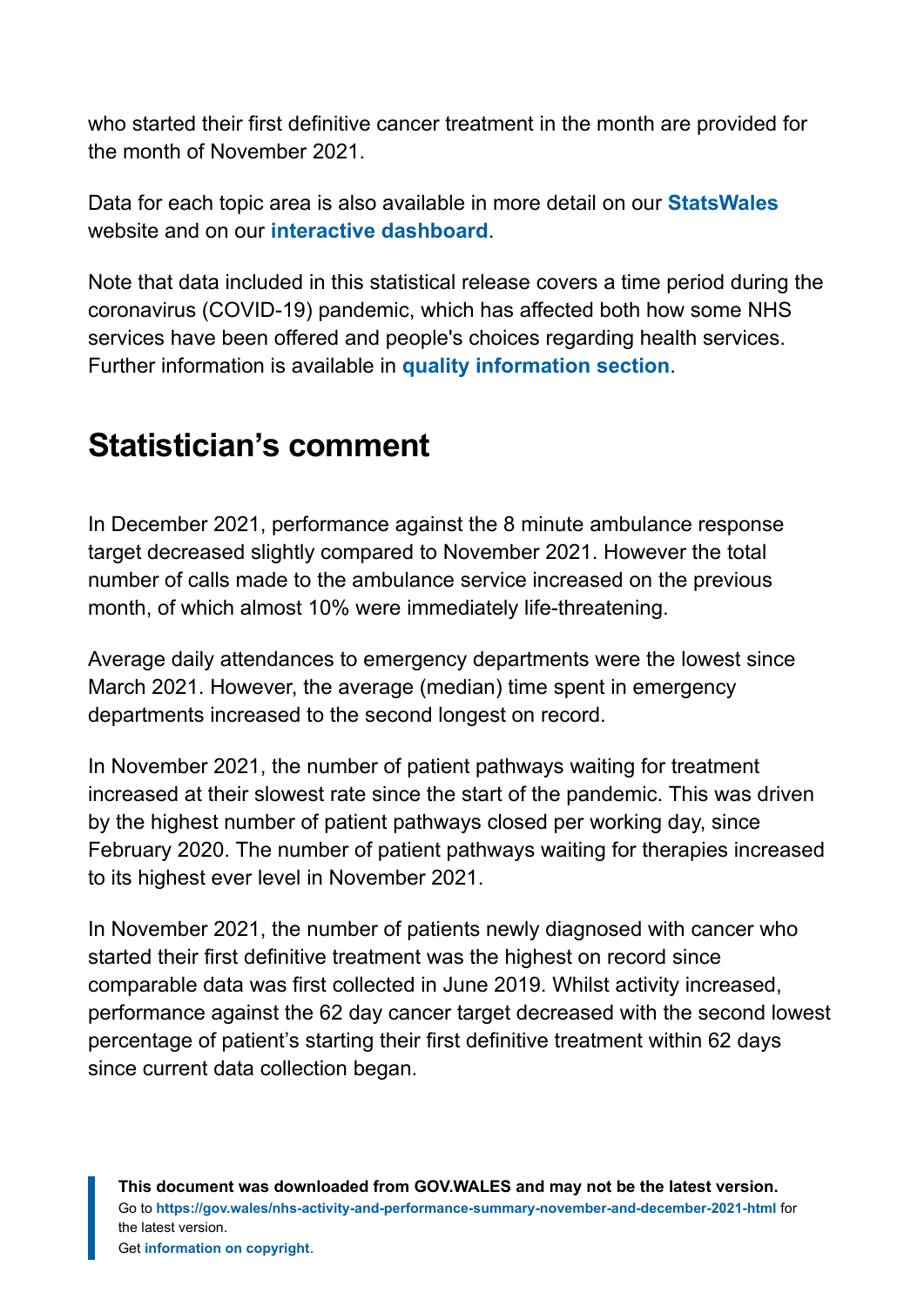who started their first definitive cancer treatment in the month are provided for the month of November 2021.

Data for each topic area is also available in more detail on our **StatsWales** website and on our **interactive dashboard**.

Note that data included in this statistical release covers a time period during the coronavirus (COVID-19) pandemic, which has affected both how some NHS services have been offered and people's choices regarding health services. Further information is available in **quality information section**.

## Statistician's comment

In December 2021, performance against the 8 minute ambulance response target decreased slightly compared to November 2021. However the total number of calls made to the ambulance service increased on the previous month, of which almost 10% were immediately life-threatening.

Average daily attendances to emergency departments were the lowest since March 2021. However, the average (median) time spent in emergency departments increased to the second longest on record.

In November 2021, the number of patient pathways waiting for treatment increased at their slowest rate since the start of the pandemic. This was driven by the highest number of patient pathways closed per working day, since February 2020. The number of patient pathways waiting for therapies increased to its highest ever level in November 2021.

In November 2021, the number of patients newly diagnosed with cancer who started their first definitive treatment was the highest on record since comparable data was first collected in June 2019. Whilst activity increased, performance against the 62 day cancer target decreased with the second lowest percentage of patient's starting their first definitive treatment within 62 days since current data collection began.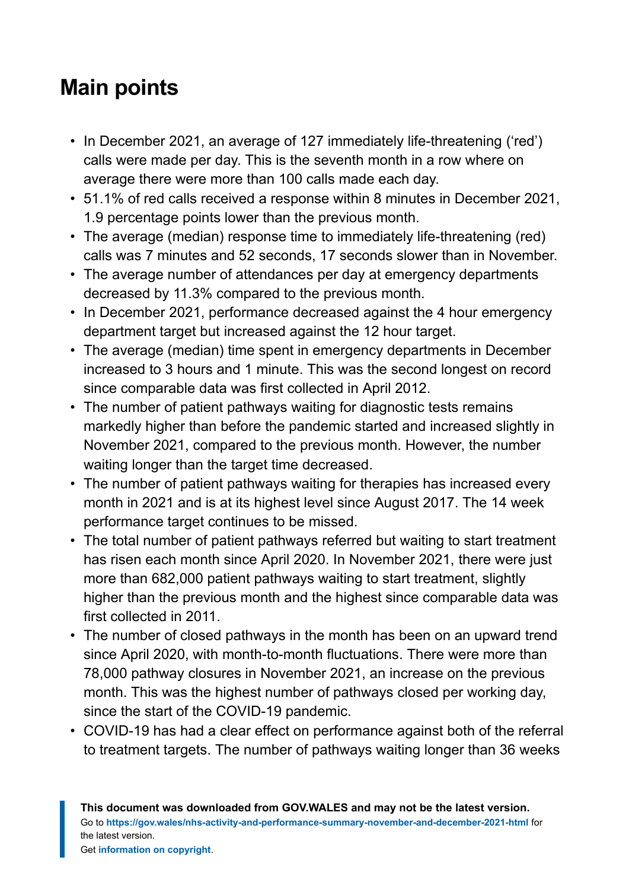## Main points

- In December 2021, an average of 127 immediately life-threatening ('red') calls were made per day. This is the seventh month in a row where on average there were more than 100 calls made each day.
- 51.1% of red calls received a response within 8 minutes in December 2021, 1.9 percentage points lower than the previous month.
- The average (median) response time to immediately life-threatening (red) calls was 7 minutes and 52 seconds, 17 seconds slower than in November.
- The average number of attendances per day at emergency departments decreased by 11.3% compared to the previous month.
- In December 2021, performance decreased against the 4 hour emergency department target but increased against the 12 hour target.
- The average (median) time spent in emergency departments in December increased to 3 hours and 1 minute. This was the second longest on record since comparable data was first collected in April 2012.
- The number of patient pathways waiting for diagnostic tests remains markedly higher than before the pandemic started and increased slightly in November 2021, compared to the previous month. However, the number waiting longer than the target time decreased.
- The number of patient pathways waiting for therapies has increased every month in 2021 and is at its highest level since August 2017. The 14 week performance target continues to be missed.
- The total number of patient pathways referred but waiting to start treatment has risen each month since April 2020. In November 2021, there were just more than 682,000 patient pathways waiting to start treatment, slightly higher than the previous month and the highest since comparable data was first collected in 2011.
- The number of closed pathways in the month has been on an upward trend since April 2020, with month-to-month fluctuations. There were more than 78,000 pathway closures in November 2021, an increase on the previous month. This was the highest number of pathways closed per working day, since the start of the COVID-19 pandemic.
- COVID-19 has had a clear effect on performance against both of the referral to treatment targets. The number of pathways waiting longer than 36 weeks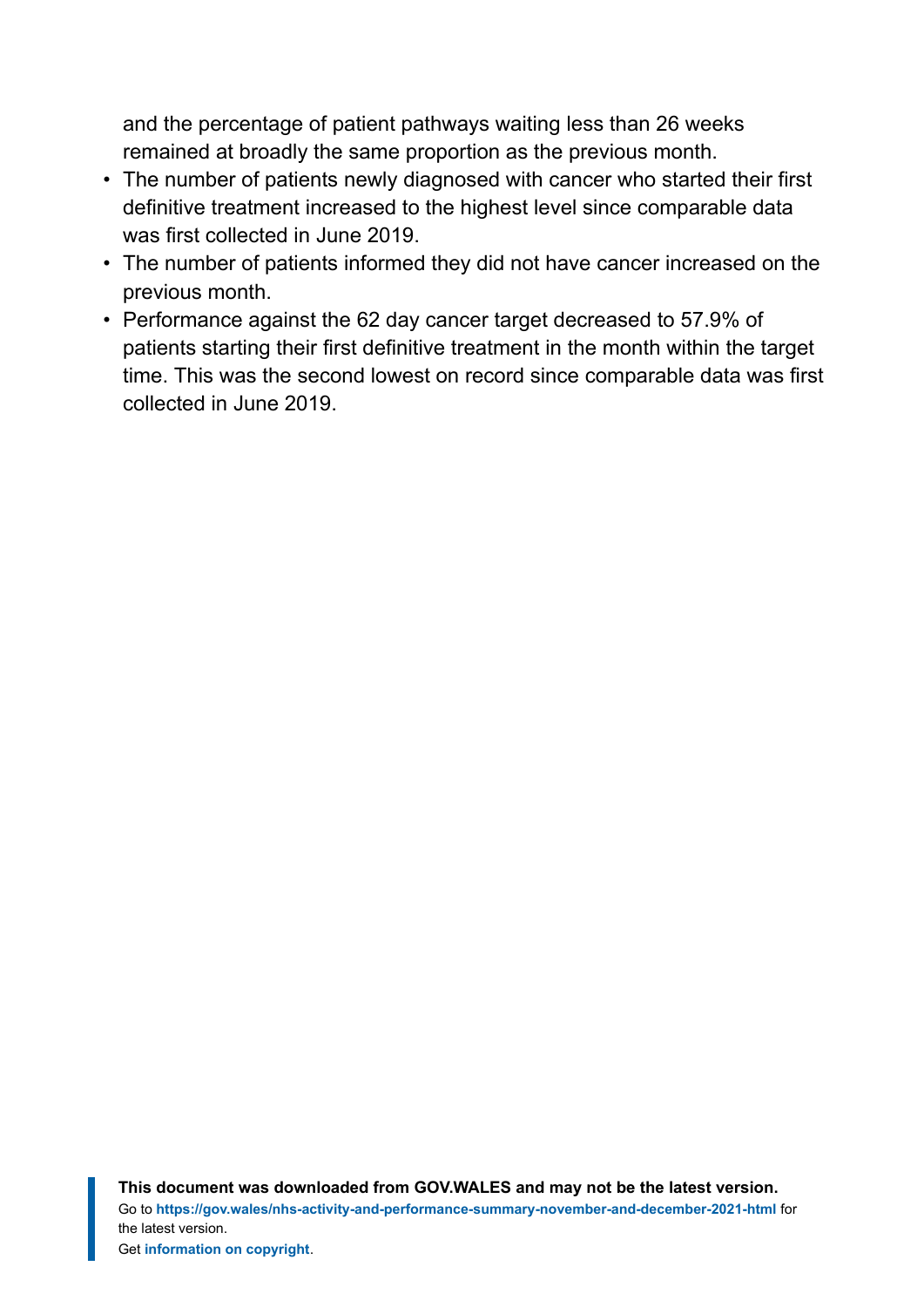and the percentage of patient pathways waiting less than 26 weeks remained at broadly the same proportion as the previous month.

- The number of patients newly diagnosed with cancer who started their first definitive treatment increased to the highest level since comparable data was first collected in June 2019.
- The number of patients informed they did not have cancer increased on the previous month.
- Performance against the 62 day cancer target decreased to 57.9% of patients starting their first definitive treatment in the month within the target time. This was the second lowest on record since comparable data was first collected in June 2019.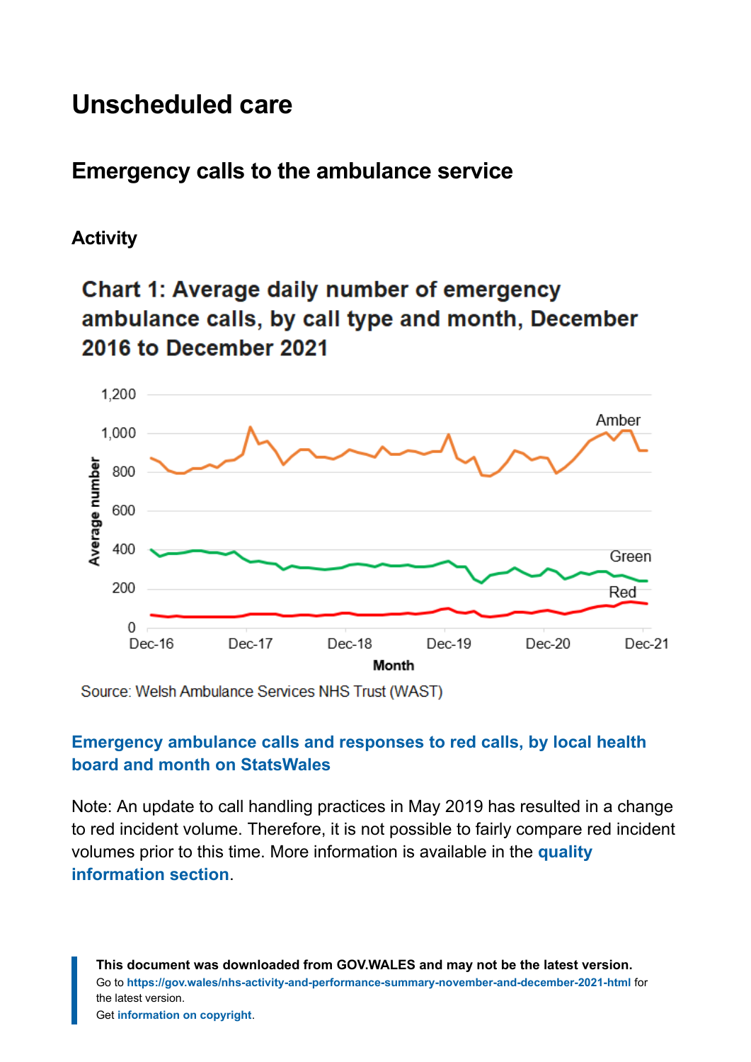# Unscheduled care

## Emergency calls to the ambulance service

### Activity

**Chart 1: Average daily number of emergency ambulance calls, by call type and month, December 2016 to December 2021**

Source: Welsh Ambulance Services NHS Trust (WAST)

**Emergency ambulance calls and responses to red calls, by local health board and month on StatsWales**

Note: An update to call handling practices in May 2019 has resulted in a change to red incident volume. Therefore, it is not possible to fairly compare red incident volumes prior to this time. More information is available in the **quality information section**.

**This document was downloaded from GOV.WALES and may not be the latest version.**
Go to **https://gov.wales/nhs-activity-and-performance-summary-november-and-december-2021-html** for the latest version.
Get **information on copyright**.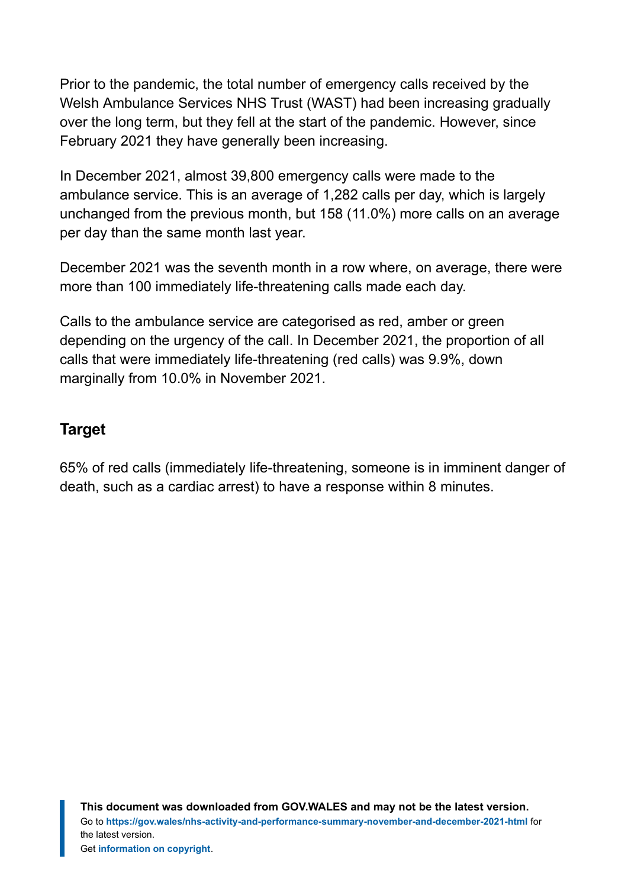Prior to the pandemic, the total number of emergency calls received by the Welsh Ambulance Services NHS Trust (WAST) had been increasing gradually over the long term, but they fell at the start of the pandemic. However, since February 2021 they have generally been increasing.

In December 2021, almost 39,800 emergency calls were made to the ambulance service. This is an average of 1,282 calls per day, which is largely unchanged from the previous month, but 158 (11.0%) more calls on an average per day than the same month last year.

December 2021 was the seventh month in a row where, on average, there were more than 100 immediately life-threatening calls made each day.

Calls to the ambulance service are categorised as red, amber or green depending on the urgency of the call. In December 2021, the proportion of all calls that were immediately life-threatening (red calls) was 9.9%, down marginally from 10.0% in November 2021.

### Target

65% of red calls (immediately life-threatening, someone is in imminent danger of death, such as a cardiac arrest) to have a response within 8 minutes.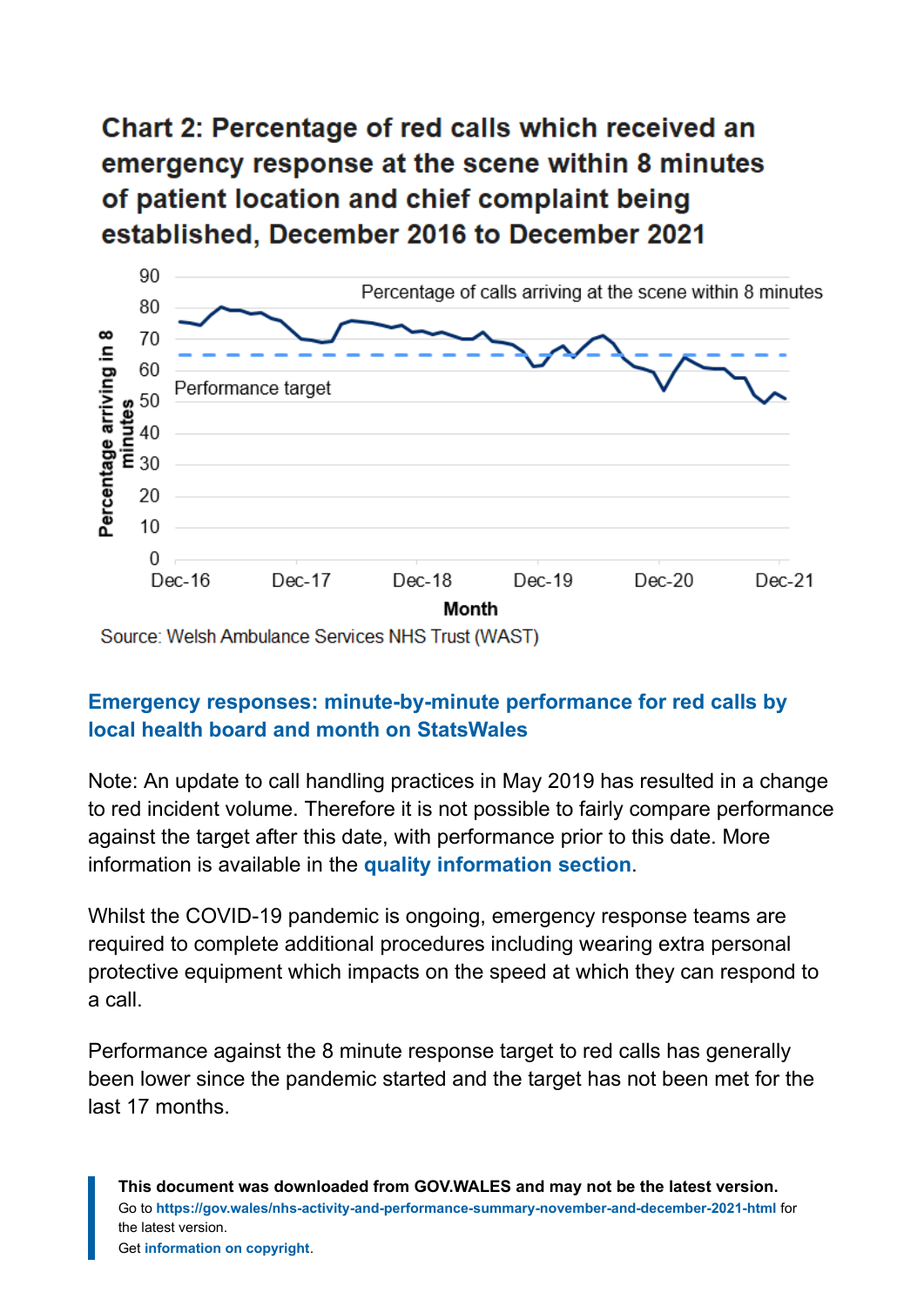## Chart 2: Percentage of red calls which received an emergency response at the scene within 8 minutes of patient location and chief complaint being established, December 2016 to December 2021

Source: Welsh Ambulance Services NHS Trust (WAST)

**Emergency responses: minute-by-minute performance for red calls by local health board and month on StatsWales**

Note: An update to call handling practices in May 2019 has resulted in a change to red incident volume. Therefore it is not possible to fairly compare performance against the target after this date, with performance prior to this date. More information is available in the **quality information section**.

Whilst the COVID-19 pandemic is ongoing, emergency response teams are required to complete additional procedures including wearing extra personal protective equipment which impacts on the speed at which they can respond to a call.

Performance against the 8 minute response target to red calls has generally been lower since the pandemic started and the target has not been met for the last 17 months.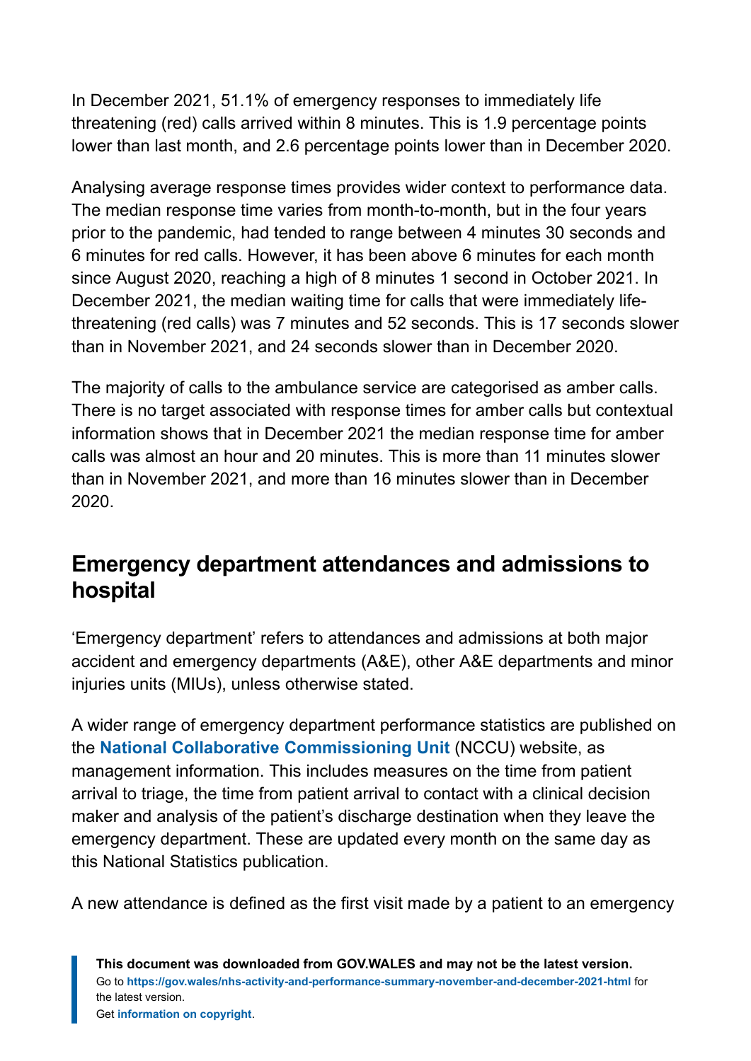In December 2021, 51.1% of emergency responses to immediately life threatening (red) calls arrived within 8 minutes. This is 1.9 percentage points lower than last month, and 2.6 percentage points lower than in December 2020.

Analysing average response times provides wider context to performance data. The median response time varies from month-to-month, but in the four years prior to the pandemic, had tended to range between 4 minutes 30 seconds and 6 minutes for red calls. However, it has been above 6 minutes for each month since August 2020, reaching a high of 8 minutes 1 second in October 2021. In December 2021, the median waiting time for calls that were immediately life-threatening (red calls) was 7 minutes and 52 seconds. This is 17 seconds slower than in November 2021, and 24 seconds slower than in December 2020.

The majority of calls to the ambulance service are categorised as amber calls. There is no target associated with response times for amber calls but contextual information shows that in December 2021 the median response time for amber calls was almost an hour and 20 minutes. This is more than 11 minutes slower than in November 2021, and more than 16 minutes slower than in December 2020.

## Emergency department attendances and admissions to hospital

'Emergency department' refers to attendances and admissions at both major accident and emergency departments (A&E), other A&E departments and minor injuries units (MIUs), unless otherwise stated.

A wider range of emergency department performance statistics are published on the **National Collaborative Commissioning Unit** (NCCU) website, as management information. This includes measures on the time from patient arrival to triage, the time from patient arrival to contact with a clinical decision maker and analysis of the patient's discharge destination when they leave the emergency department. These are updated every month on the same day as this National Statistics publication.

A new attendance is defined as the first visit made by a patient to an emergency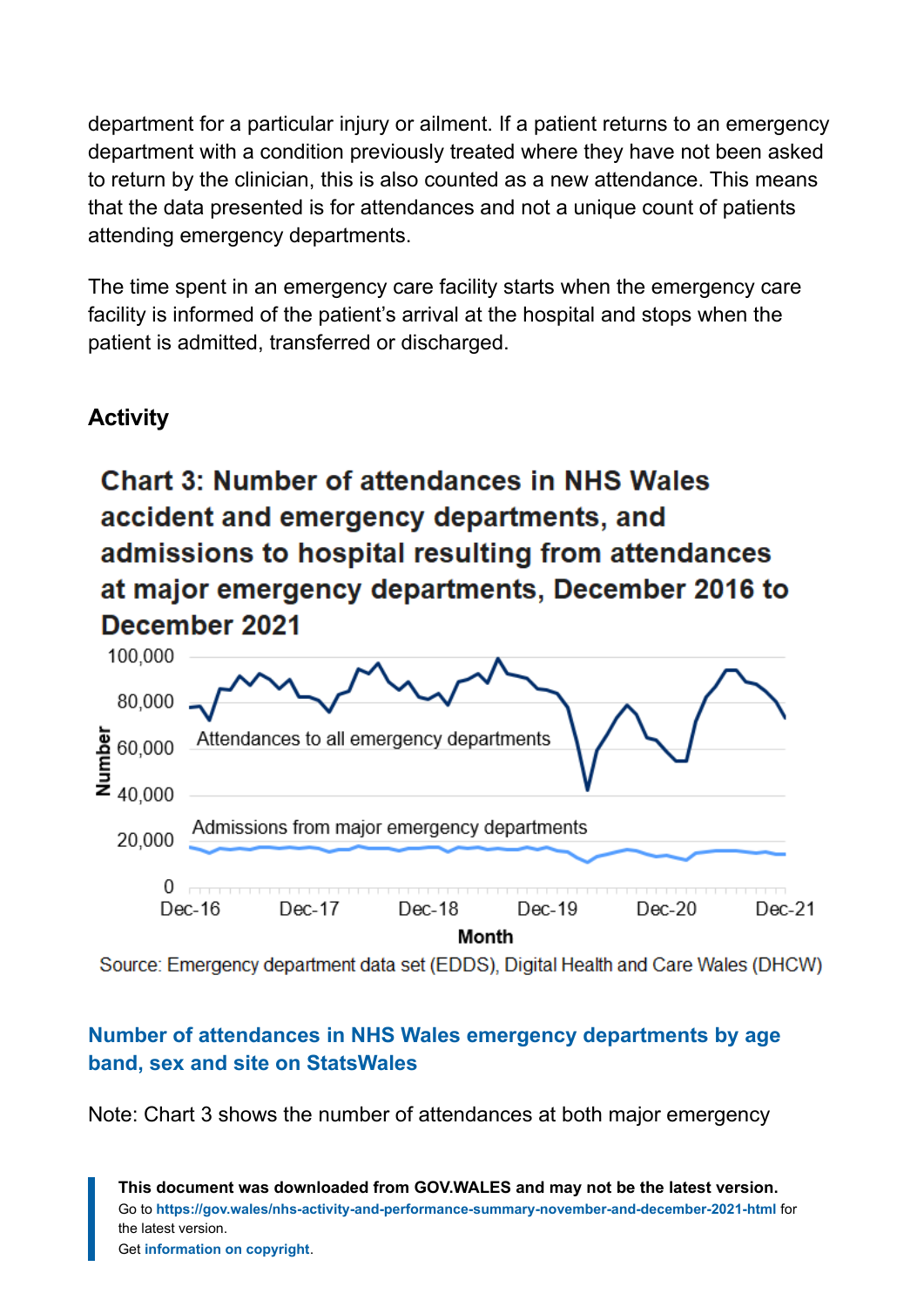department for a particular injury or ailment. If a patient returns to an emergency department with a condition previously treated where they have not been asked to return by the clinician, this is also counted as a new attendance. This means that the data presented is for attendances and not a unique count of patients attending emergency departments.

The time spent in an emergency care facility starts when the emergency care facility is informed of the patient's arrival at the hospital and stops when the patient is admitted, transferred or discharged.

## Activity

### Chart 3: Number of attendances in NHS Wales accident and emergency departments, and admissions to hospital resulting from attendances at major emergency departments, December 2016 to December 2021

Source: Emergency department data set (EDDS), Digital Health and Care Wales (DHCW)

**Number of attendances in NHS Wales emergency departments by age band, sex and site on StatsWales**

Note: Chart 3 shows the number of attendances at both major emergency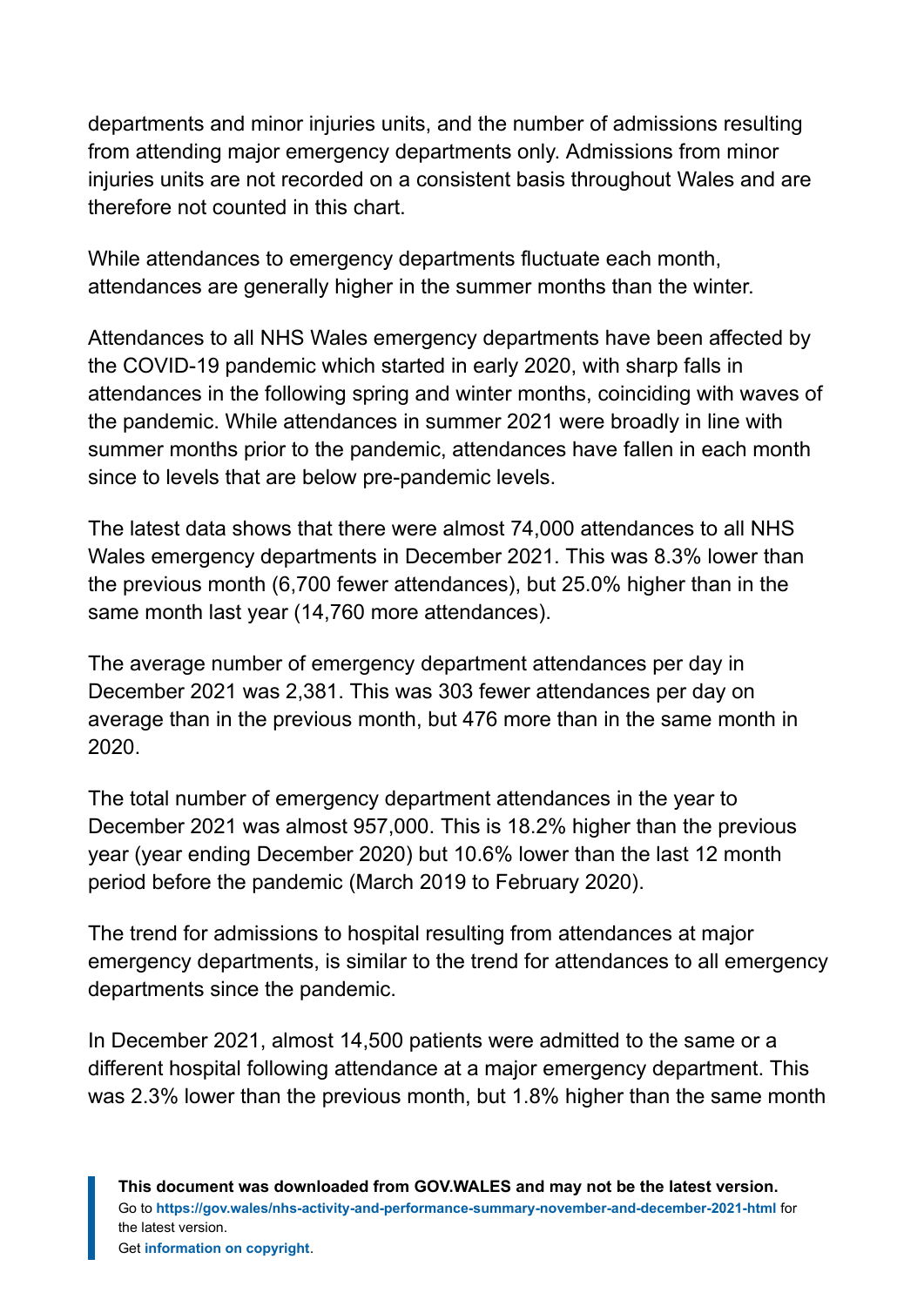departments and minor injuries units, and the number of admissions resulting from attending major emergency departments only. Admissions from minor injuries units are not recorded on a consistent basis throughout Wales and are therefore not counted in this chart.

While attendances to emergency departments fluctuate each month, attendances are generally higher in the summer months than the winter.

Attendances to all NHS Wales emergency departments have been affected by the COVID-19 pandemic which started in early 2020, with sharp falls in attendances in the following spring and winter months, coinciding with waves of the pandemic. While attendances in summer 2021 were broadly in line with summer months prior to the pandemic, attendances have fallen in each month since to levels that are below pre-pandemic levels.

The latest data shows that there were almost 74,000 attendances to all NHS Wales emergency departments in December 2021. This was 8.3% lower than the previous month (6,700 fewer attendances), but 25.0% higher than in the same month last year (14,760 more attendances).

The average number of emergency department attendances per day in December 2021 was 2,381. This was 303 fewer attendances per day on average than in the previous month, but 476 more than in the same month in 2020.

The total number of emergency department attendances in the year to December 2021 was almost 957,000. This is 18.2% higher than the previous year (year ending December 2020) but 10.6% lower than the last 12 month period before the pandemic (March 2019 to February 2020).

The trend for admissions to hospital resulting from attendances at major emergency departments, is similar to the trend for attendances to all emergency departments since the pandemic.

In December 2021, almost 14,500 patients were admitted to the same or a different hospital following attendance at a major emergency department. This was 2.3% lower than the previous month, but 1.8% higher than the same month

**This document was downloaded from GOV.WALES and may not be the latest version.**
Go to **https://gov.wales/nhs-activity-and-performance-summary-november-and-december-2021-html** for the latest version.
Get **information on copyright**.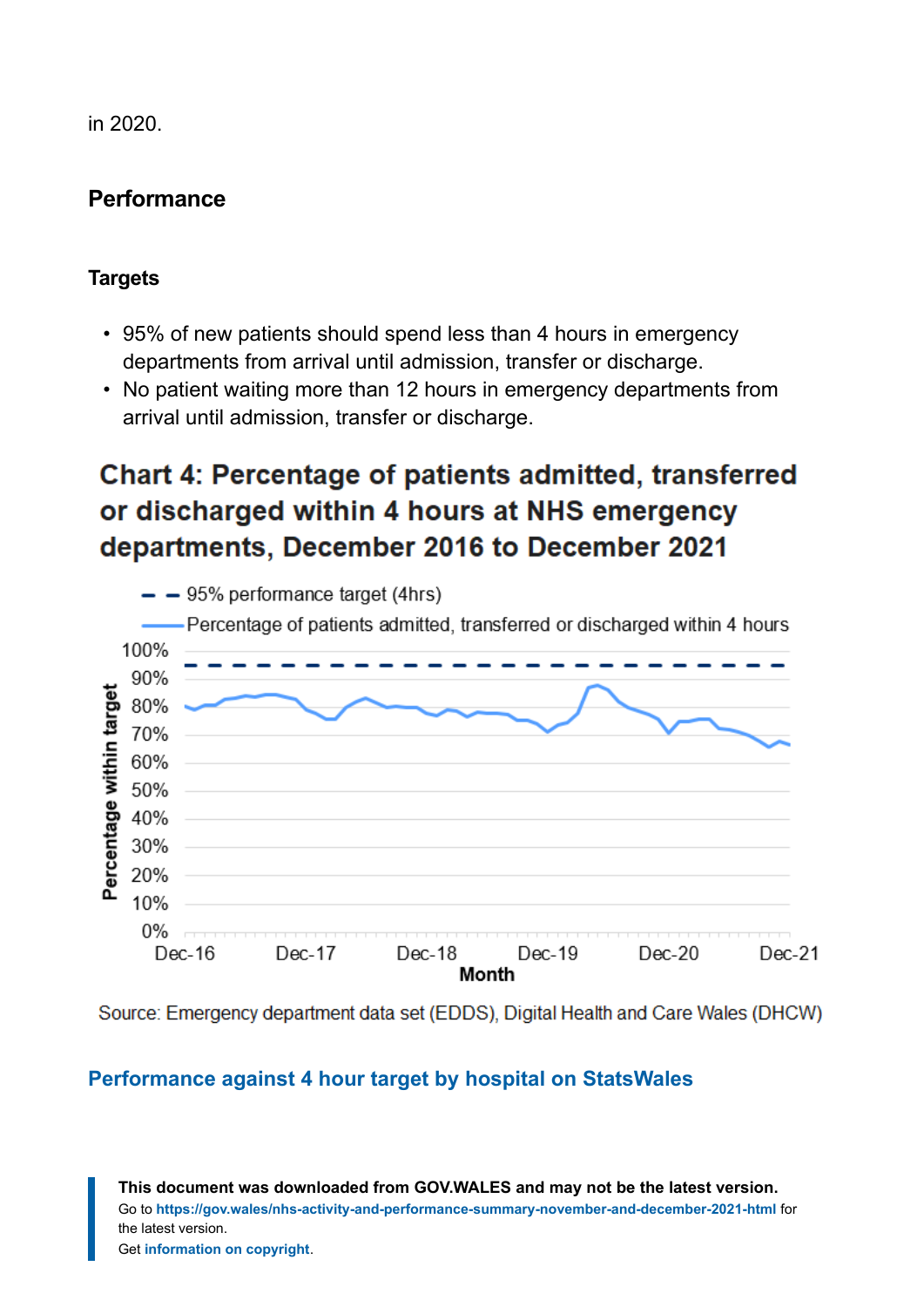in 2020.

## Performance

### Targets

- 95% of new patients should spend less than 4 hours in emergency departments from arrival until admission, transfer or discharge.
- No patient waiting more than 12 hours in emergency departments from arrival until admission, transfer or discharge.

**Chart 4: Percentage of patients admitted, transferred or discharged within 4 hours at NHS emergency departments, December 2016 to December 2021**

Source: Emergency department data set (EDDS), Digital Health and Care Wales (DHCW)

**Performance against 4 hour target by hospital on StatsWales**

**This document was downloaded from GOV.WALES and may not be the latest version.**
Go to https://gov.wales/nhs-activity-and-performance-summary-november-and-december-2021-html for the latest version.
Get information on copyright.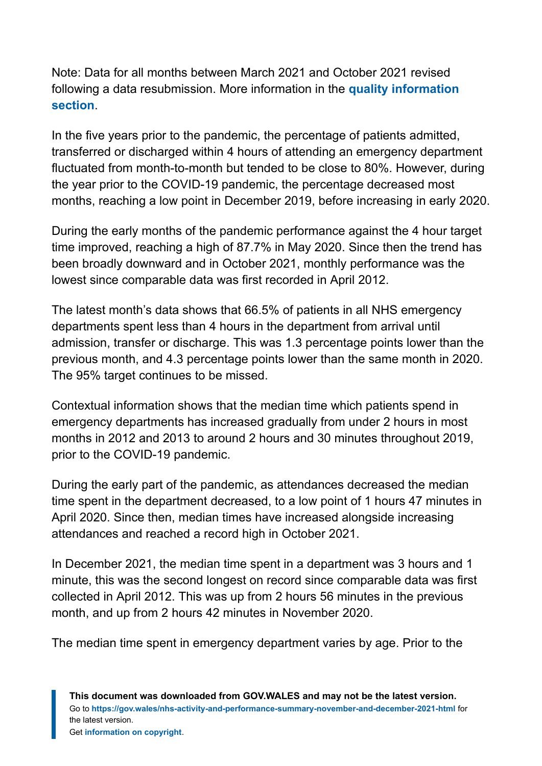Note: Data for all months between March 2021 and October 2021 revised following a data resubmission. More information in the **quality information section**.

In the five years prior to the pandemic, the percentage of patients admitted, transferred or discharged within 4 hours of attending an emergency department fluctuated from month-to-month but tended to be close to 80%. However, during the year prior to the COVID-19 pandemic, the percentage decreased most months, reaching a low point in December 2019, before increasing in early 2020.

During the early months of the pandemic performance against the 4 hour target time improved, reaching a high of 87.7% in May 2020. Since then the trend has been broadly downward and in October 2021, monthly performance was the lowest since comparable data was first recorded in April 2012.

The latest month's data shows that 66.5% of patients in all NHS emergency departments spent less than 4 hours in the department from arrival until admission, transfer or discharge. This was 1.3 percentage points lower than the previous month, and 4.3 percentage points lower than the same month in 2020. The 95% target continues to be missed.

Contextual information shows that the median time which patients spend in emergency departments has increased gradually from under 2 hours in most months in 2012 and 2013 to around 2 hours and 30 minutes throughout 2019, prior to the COVID-19 pandemic.

During the early part of the pandemic, as attendances decreased the median time spent in the department decreased, to a low point of 1 hours 47 minutes in April 2020. Since then, median times have increased alongside increasing attendances and reached a record high in October 2021.

In December 2021, the median time spent in a department was 3 hours and 1 minute, this was the second longest on record since comparable data was first collected in April 2012. This was up from 2 hours 56 minutes in the previous month, and up from 2 hours 42 minutes in November 2020.

The median time spent in emergency department varies by age. Prior to the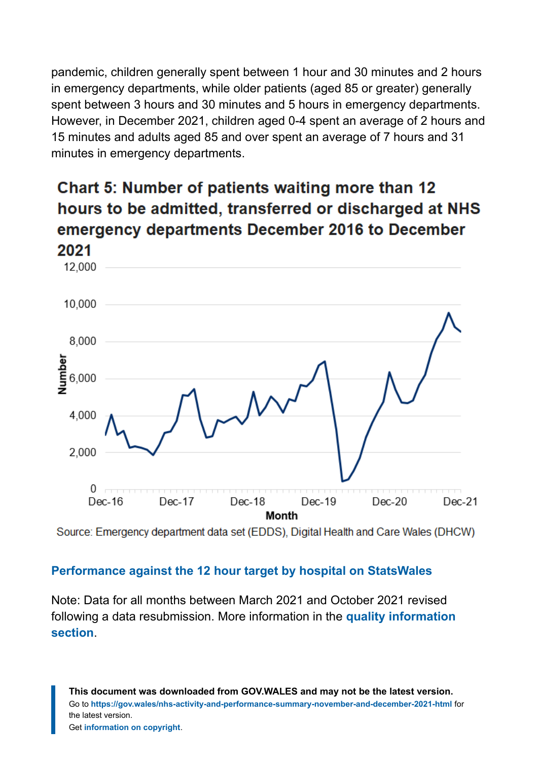pandemic, children generally spent between 1 hour and 30 minutes and 2 hours in emergency departments, while older patients (aged 85 or greater) generally spent between 3 hours and 30 minutes and 5 hours in emergency departments. However, in December 2021, children aged 0-4 spent an average of 2 hours and 15 minutes and adults aged 85 and over spent an average of 7 hours and 31 minutes in emergency departments.

### Chart 5: Number of patients waiting more than 12 hours to be admitted, transferred or discharged at NHS emergency departments December 2016 to December 2021

Source: Emergency department data set (EDDS), Digital Health and Care Wales (DHCW)

**Performance against the 12 hour target by hospital on StatsWales**

Note: Data for all months between March 2021 and October 2021 revised following a data resubmission. More information in the **quality information section**.

**This document was downloaded from GOV.WALES and may not be the latest version.**
Go to **https://gov.wales/nhs-activity-and-performance-summary-november-and-december-2021-html** for the latest version.
Get **information on copyright**.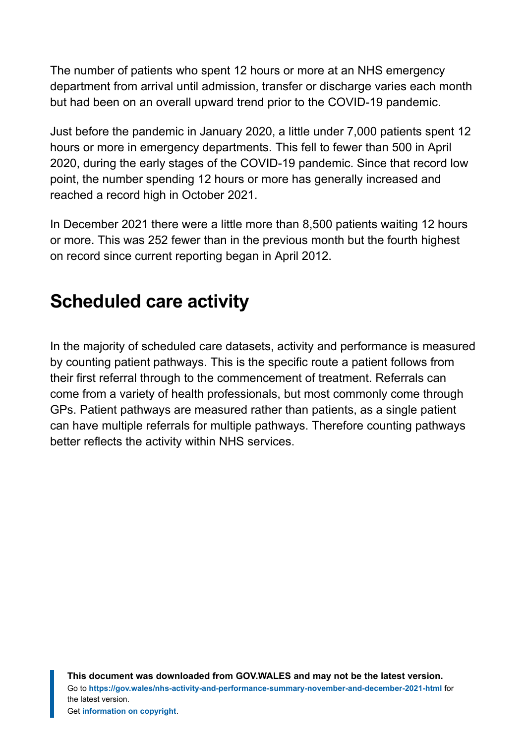The number of patients who spent 12 hours or more at an NHS emergency department from arrival until admission, transfer or discharge varies each month but had been on an overall upward trend prior to the COVID-19 pandemic.

Just before the pandemic in January 2020, a little under 7,000 patients spent 12 hours or more in emergency departments. This fell to fewer than 500 in April 2020, during the early stages of the COVID-19 pandemic. Since that record low point, the number spending 12 hours or more has generally increased and reached a record high in October 2021.

In December 2021 there were a little more than 8,500 patients waiting 12 hours or more. This was 252 fewer than in the previous month but the fourth highest on record since current reporting began in April 2012.

## Scheduled care activity

In the majority of scheduled care datasets, activity and performance is measured by counting patient pathways. This is the specific route a patient follows from their first referral through to the commencement of treatment. Referrals can come from a variety of health professionals, but most commonly come through GPs. Patient pathways are measured rather than patients, as a single patient can have multiple referrals for multiple pathways. Therefore counting pathways better reflects the activity within NHS services.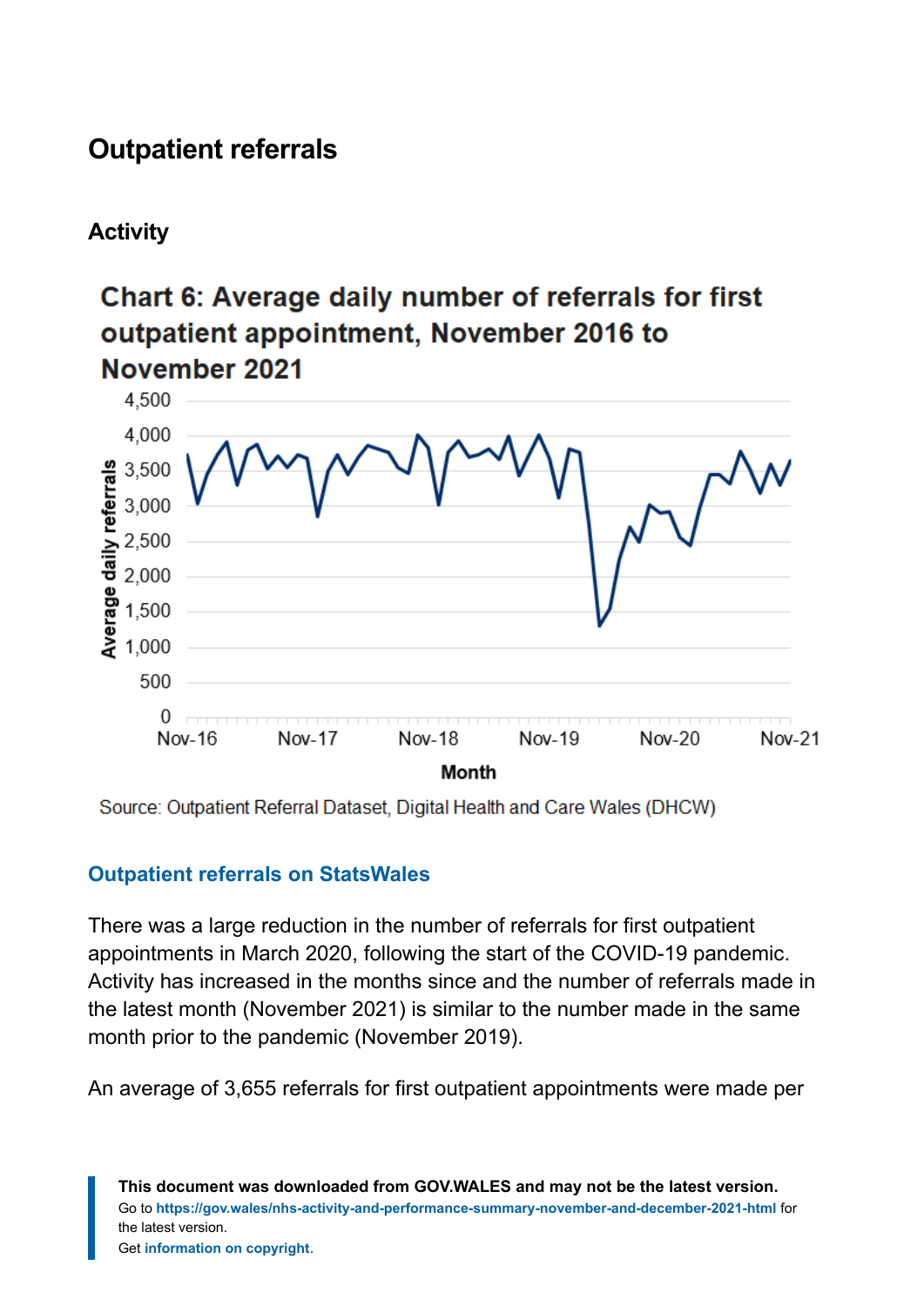## Outpatient referrals

### Activity

**Chart 6: Average daily number of referrals for first outpatient appointment, November 2016 to November 2021**

Source: Outpatient Referral Dataset, Digital Health and Care Wales (DHCW)

**Outpatient referrals on StatsWales**

There was a large reduction in the number of referrals for first outpatient appointments in March 2020, following the start of the COVID-19 pandemic. Activity has increased in the months since and the number of referrals made in the latest month (November 2021) is similar to the number made in the same month prior to the pandemic (November 2019).

An average of 3,655 referrals for first outpatient appointments were made per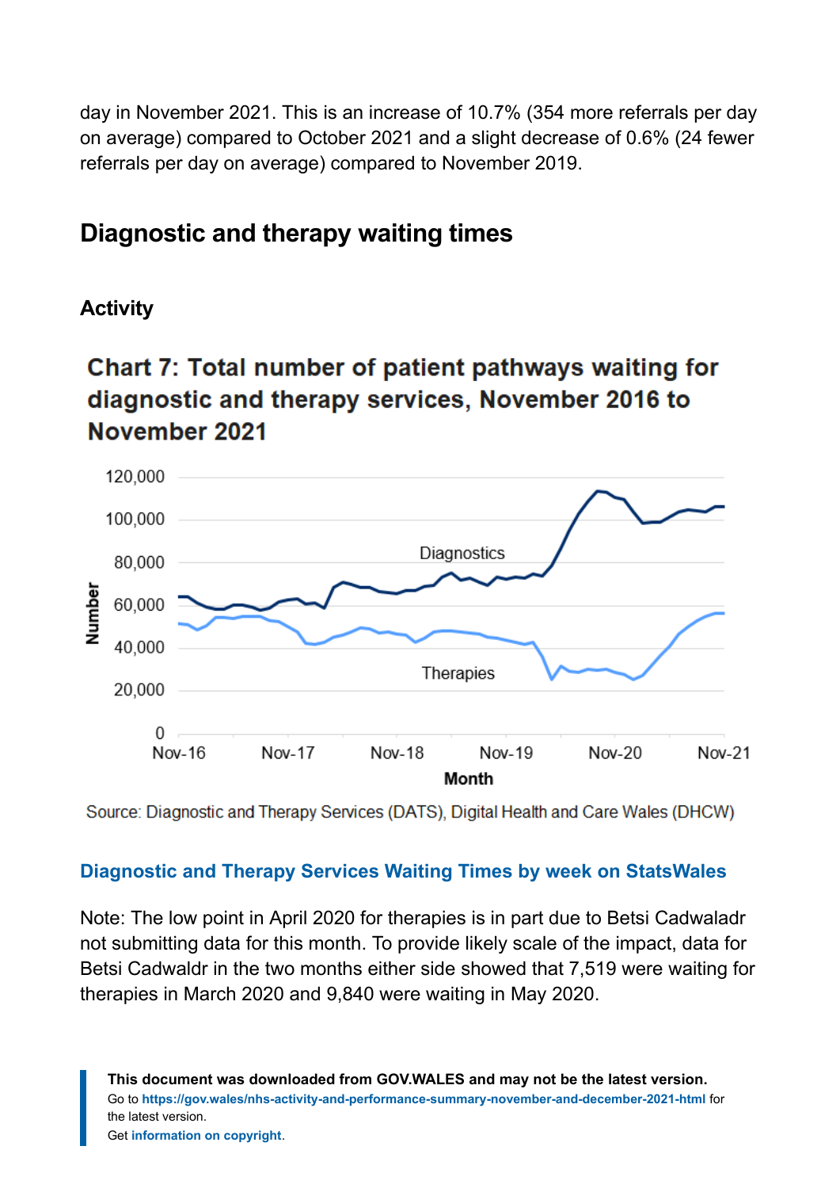day in November 2021. This is an increase of 10.7% (354 more referrals per day on average) compared to October 2021 and a slight decrease of 0.6% (24 fewer referrals per day on average) compared to November 2019.

## Diagnostic and therapy waiting times

### Activity

**Chart 7: Total number of patient pathways waiting for diagnostic and therapy services, November 2016 to November 2021**

Source: Diagnostic and Therapy Services (DATS), Digital Health and Care Wales (DHCW)

**Diagnostic and Therapy Services Waiting Times by week on StatsWales**

Note: The low point in April 2020 for therapies is in part due to Betsi Cadwaladr not submitting data for this month. To provide likely scale of the impact, data for Betsi Cadwaldr in the two months either side showed that 7,519 were waiting for therapies in March 2020 and 9,840 were waiting in May 2020.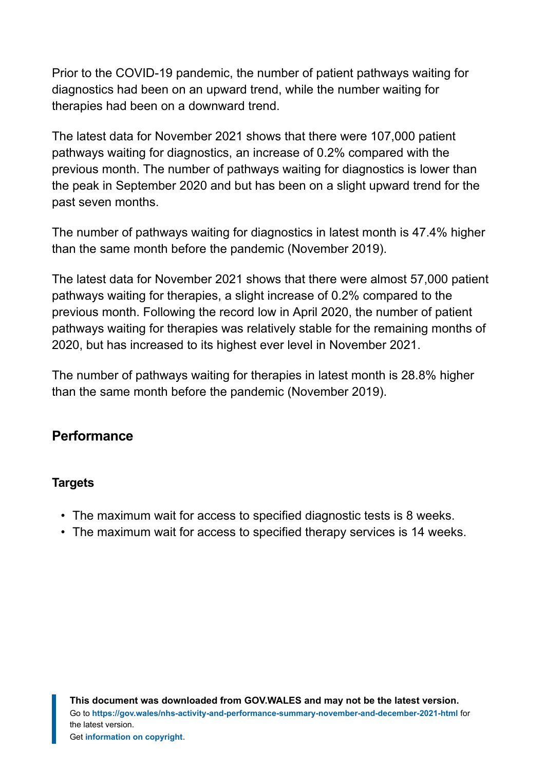Prior to the COVID-19 pandemic, the number of patient pathways waiting for diagnostics had been on an upward trend, while the number waiting for therapies had been on a downward trend.

The latest data for November 2021 shows that there were 107,000 patient pathways waiting for diagnostics, an increase of 0.2% compared with the previous month. The number of pathways waiting for diagnostics is lower than the peak in September 2020 and but has been on a slight upward trend for the past seven months.

The number of pathways waiting for diagnostics in latest month is 47.4% higher than the same month before the pandemic (November 2019).

The latest data for November 2021 shows that there were almost 57,000 patient pathways waiting for therapies, a slight increase of 0.2% compared to the previous month. Following the record low in April 2020, the number of patient pathways waiting for therapies was relatively stable for the remaining months of 2020, but has increased to its highest ever level in November 2021.

The number of pathways waiting for therapies in latest month is 28.8% higher than the same month before the pandemic (November 2019).

## Performance

### Targets

- The maximum wait for access to specified diagnostic tests is 8 weeks.
- The maximum wait for access to specified therapy services is 14 weeks.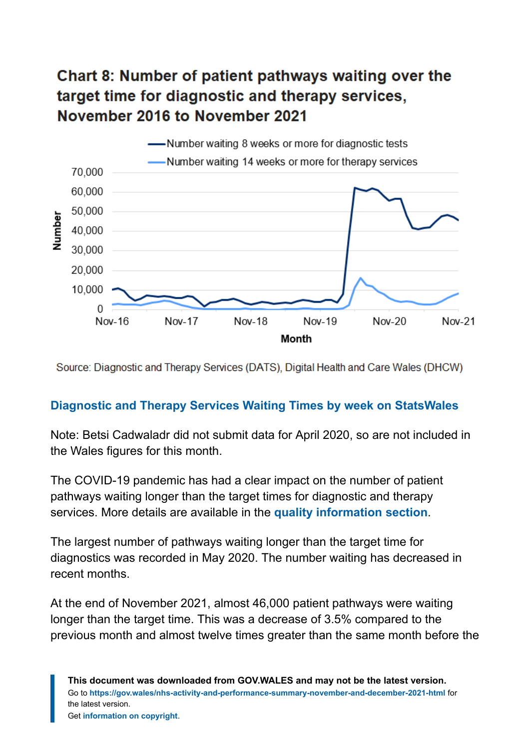### Chart 8: Number of patient pathways waiting over the target time for diagnostic and therapy services, November 2016 to November 2021

Source: Diagnostic and Therapy Services (DATS), Digital Health and Care Wales (DHCW)

**Diagnostic and Therapy Services Waiting Times by week on StatsWales**

Note: Betsi Cadwaladr did not submit data for April 2020, so are not included in the Wales figures for this month.

The COVID-19 pandemic has had a clear impact on the number of patient pathways waiting longer than the target times for diagnostic and therapy services. More details are available in the **quality information section**.

The largest number of pathways waiting longer than the target time for diagnostics was recorded in May 2020. The number waiting has decreased in recent months.

At the end of November 2021, almost 46,000 patient pathways were waiting longer than the target time. This was a decrease of 3.5% compared to the previous month and almost twelve times greater than the same month before the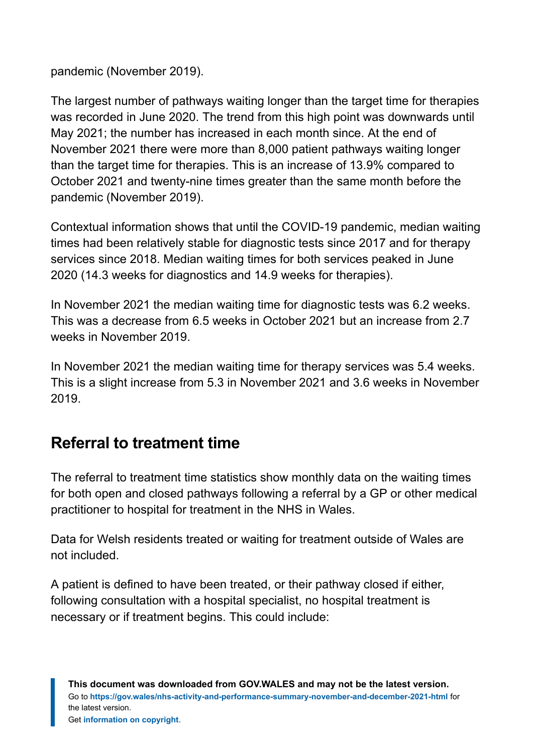pandemic (November 2019).

The largest number of pathways waiting longer than the target time for therapies was recorded in June 2020. The trend from this high point was downwards until May 2021; the number has increased in each month since. At the end of November 2021 there were more than 8,000 patient pathways waiting longer than the target time for therapies. This is an increase of 13.9% compared to October 2021 and twenty-nine times greater than the same month before the pandemic (November 2019).

Contextual information shows that until the COVID-19 pandemic, median waiting times had been relatively stable for diagnostic tests since 2017 and for therapy services since 2018. Median waiting times for both services peaked in June 2020 (14.3 weeks for diagnostics and 14.9 weeks for therapies).

In November 2021 the median waiting time for diagnostic tests was 6.2 weeks. This was a decrease from 6.5 weeks in October 2021 but an increase from 2.7 weeks in November 2019.

In November 2021 the median waiting time for therapy services was 5.4 weeks. This is a slight increase from 5.3 in November 2021 and 3.6 weeks in November 2019.

## Referral to treatment time

The referral to treatment time statistics show monthly data on the waiting times for both open and closed pathways following a referral by a GP or other medical practitioner to hospital for treatment in the NHS in Wales.

Data for Welsh residents treated or waiting for treatment outside of Wales are not included.

A patient is defined to have been treated, or their pathway closed if either, following consultation with a hospital specialist, no hospital treatment is necessary or if treatment begins. This could include: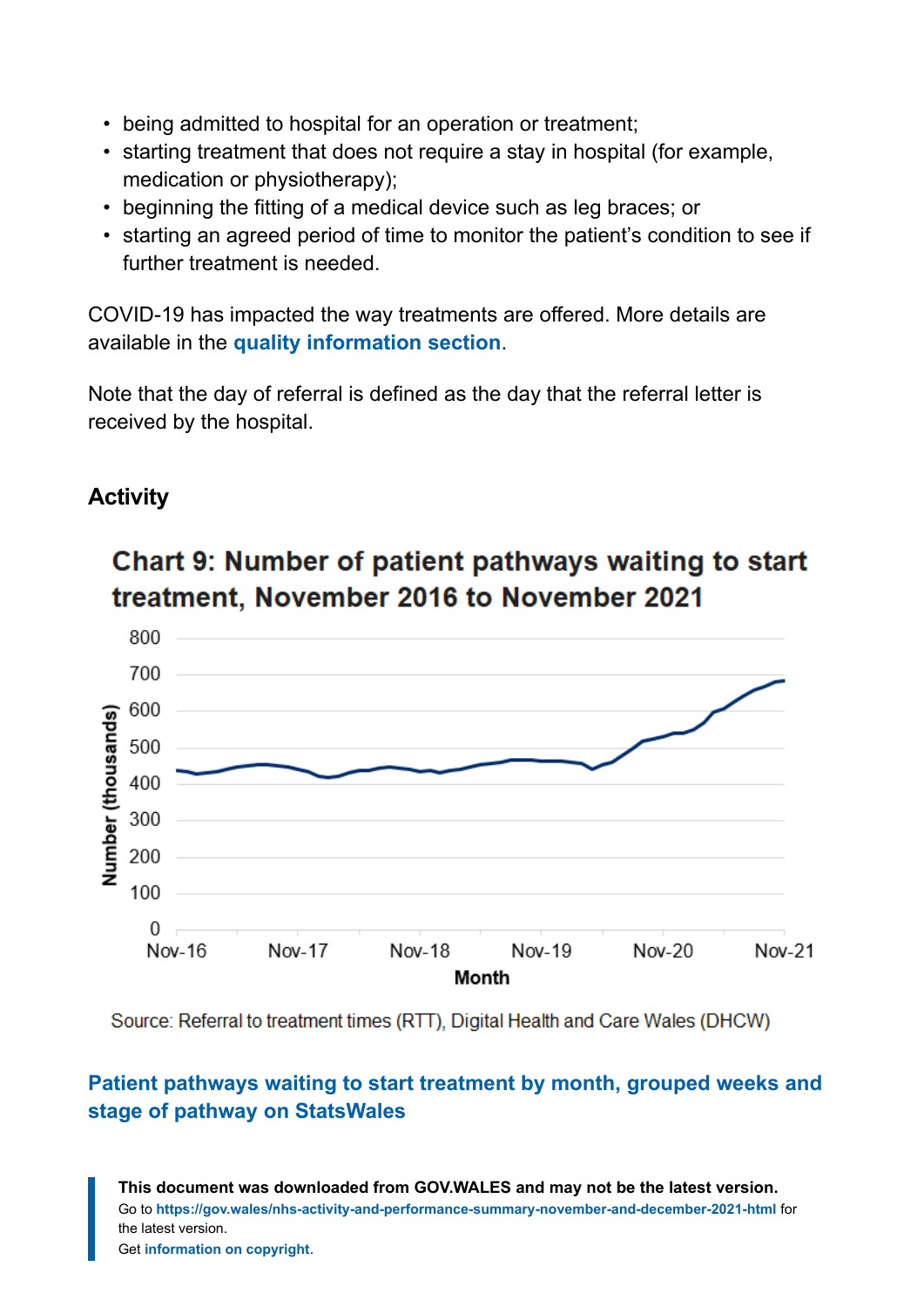- being admitted to hospital for an operation or treatment;
- starting treatment that does not require a stay in hospital (for example, medication or physiotherapy);
- beginning the fitting of a medical device such as leg braces; or
- starting an agreed period of time to monitor the patient's condition to see if further treatment is needed.

COVID-19 has impacted the way treatments are offered. More details are available in the **quality information section**.

Note that the day of referral is defined as the day that the referral letter is received by the hospital.

## Activity

**Chart 9: Number of patient pathways waiting to start treatment, November 2016 to November 2021**

Source: Referral to treatment times (RTT), Digital Health and Care Wales (DHCW)

**Patient pathways waiting to start treatment by month, grouped weeks and stage of pathway on StatsWales**

**This document was downloaded from GOV.WALES and may not be the latest version.**
Go to **https://gov.wales/nhs-activity-and-performance-summary-november-and-december-2021-html** for the latest version.
Get **information on copyright**.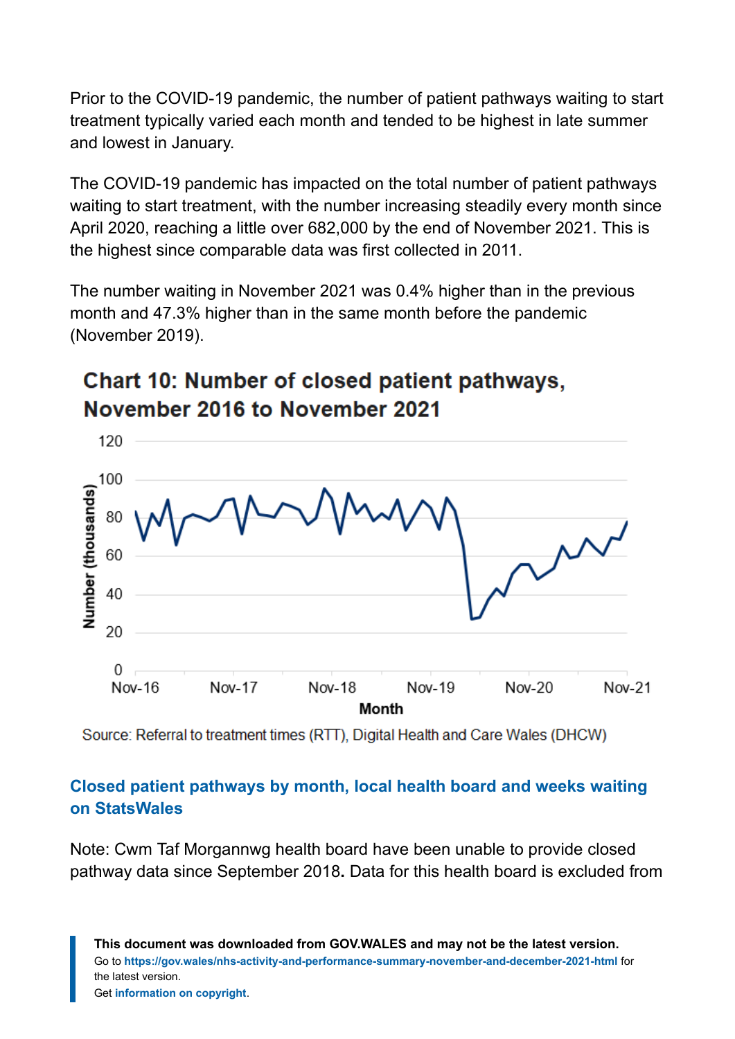Prior to the COVID-19 pandemic, the number of patient pathways waiting to start treatment typically varied each month and tended to be highest in late summer and lowest in January.

The COVID-19 pandemic has impacted on the total number of patient pathways waiting to start treatment, with the number increasing steadily every month since April 2020, reaching a little over 682,000 by the end of November 2021. This is the highest since comparable data was first collected in 2011.

The number waiting in November 2021 was 0.4% higher than in the previous month and 47.3% higher than in the same month before the pandemic (November 2019).

## Chart 10: Number of closed patient pathways, November 2016 to November 2021

Source: Referral to treatment times (RTT), Digital Health and Care Wales (DHCW)

**Closed patient pathways by month, local health board and weeks waiting on StatsWales**

Note: Cwm Taf Morgannwg health board have been unable to provide closed pathway data since September 2018**.** Data for this health board is excluded from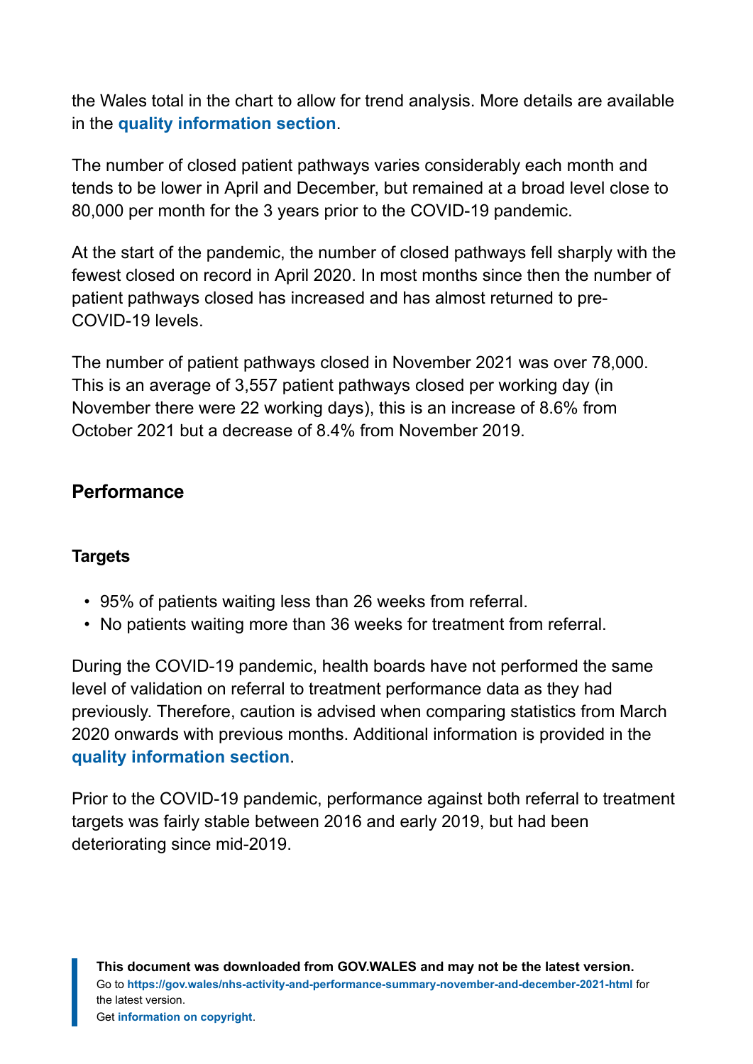the Wales total in the chart to allow for trend analysis. More details are available in the **quality information section**.

The number of closed patient pathways varies considerably each month and tends to be lower in April and December, but remained at a broad level close to 80,000 per month for the 3 years prior to the COVID-19 pandemic.

At the start of the pandemic, the number of closed pathways fell sharply with the fewest closed on record in April 2020. In most months since then the number of patient pathways closed has increased and has almost returned to pre-COVID-19 levels.

The number of patient pathways closed in November 2021 was over 78,000. This is an average of 3,557 patient pathways closed per working day (in November there were 22 working days), this is an increase of 8.6% from October 2021 but a decrease of 8.4% from November 2019.

## Performance

### Targets

- 95% of patients waiting less than 26 weeks from referral.
- No patients waiting more than 36 weeks for treatment from referral.

During the COVID-19 pandemic, health boards have not performed the same level of validation on referral to treatment performance data as they had previously. Therefore, caution is advised when comparing statistics from March 2020 onwards with previous months. Additional information is provided in the **quality information section**.

Prior to the COVID-19 pandemic, performance against both referral to treatment targets was fairly stable between 2016 and early 2019, but had been deteriorating since mid-2019.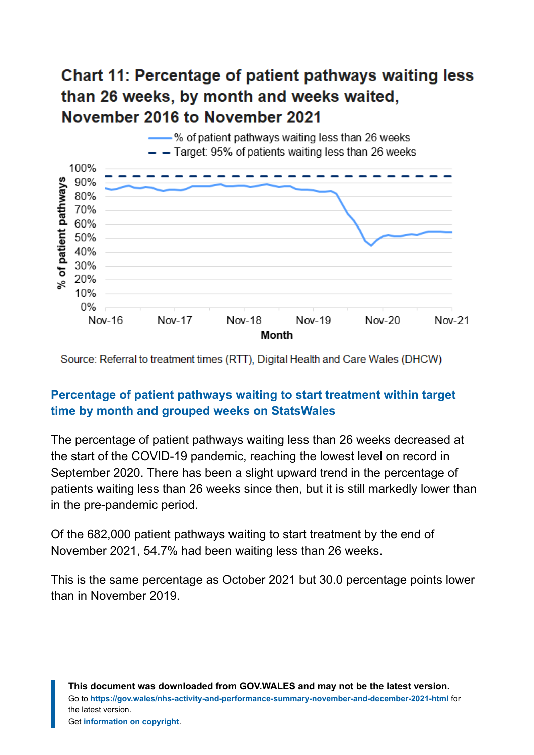## Chart 11: Percentage of patient pathways waiting less than 26 weeks, by month and weeks waited, November 2016 to November 2021

Source: Referral to treatment times (RTT), Digital Health and Care Wales (DHCW)

**Percentage of patient pathways waiting to start treatment within target time by month and grouped weeks on StatsWales**

The percentage of patient pathways waiting less than 26 weeks decreased at the start of the COVID-19 pandemic, reaching the lowest level on record in September 2020. There has been a slight upward trend in the percentage of patients waiting less than 26 weeks since then, but it is still markedly lower than in the pre-pandemic period.

Of the 682,000 patient pathways waiting to start treatment by the end of November 2021, 54.7% had been waiting less than 26 weeks.

This is the same percentage as October 2021 but 30.0 percentage points lower than in November 2019.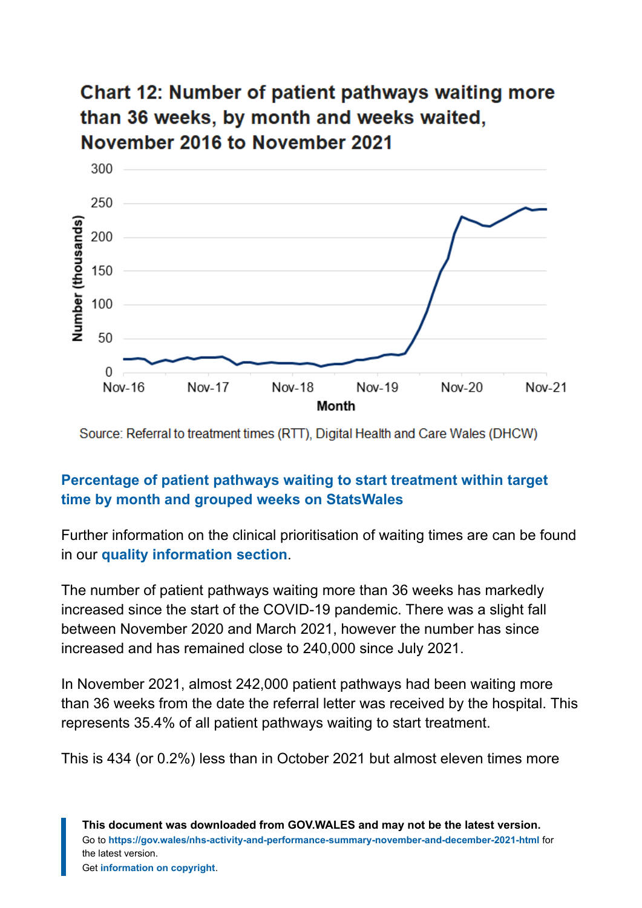### Chart 12: Number of patient pathways waiting more than 36 weeks, by month and weeks waited, November 2016 to November 2021

Source: Referral to treatment times (RTT), Digital Health and Care Wales (DHCW)

**Percentage of patient pathways waiting to start treatment within target time by month and grouped weeks on StatsWales**

Further information on the clinical prioritisation of waiting times are can be found in our **quality information section**.

The number of patient pathways waiting more than 36 weeks has markedly increased since the start of the COVID-19 pandemic. There was a slight fall between November 2020 and March 2021, however the number has since increased and has remained close to 240,000 since July 2021.

In November 2021, almost 242,000 patient pathways had been waiting more than 36 weeks from the date the referral letter was received by the hospital. This represents 35.4% of all patient pathways waiting to start treatment.

This is 434 (or 0.2%) less than in October 2021 but almost eleven times more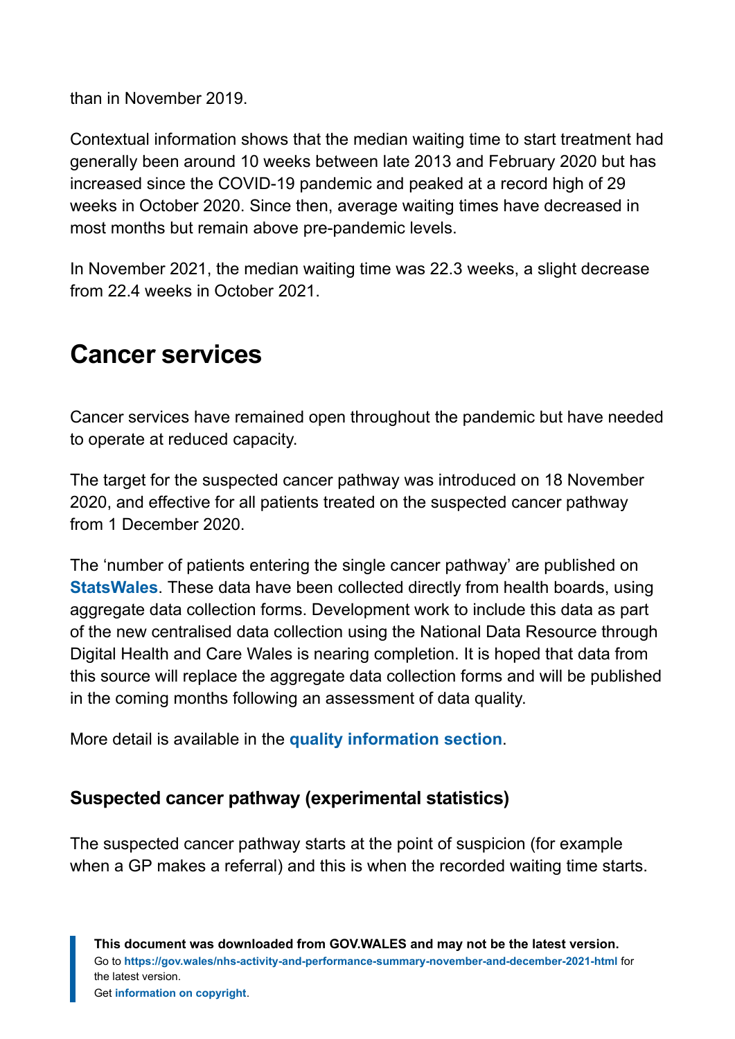than in November 2019.

Contextual information shows that the median waiting time to start treatment had generally been around 10 weeks between late 2013 and February 2020 but has increased since the COVID-19 pandemic and peaked at a record high of 29 weeks in October 2020. Since then, average waiting times have decreased in most months but remain above pre-pandemic levels.

In November 2021, the median waiting time was 22.3 weeks, a slight decrease from 22.4 weeks in October 2021.

## Cancer services

Cancer services have remained open throughout the pandemic but have needed to operate at reduced capacity.

The target for the suspected cancer pathway was introduced on 18 November 2020, and effective for all patients treated on the suspected cancer pathway from 1 December 2020.

The 'number of patients entering the single cancer pathway' are published on **StatsWales**. These data have been collected directly from health boards, using aggregate data collection forms. Development work to include this data as part of the new centralised data collection using the National Data Resource through Digital Health and Care Wales is nearing completion. It is hoped that data from this source will replace the aggregate data collection forms and will be published in the coming months following an assessment of data quality.

More detail is available in the **quality information section**.

### Suspected cancer pathway (experimental statistics)

The suspected cancer pathway starts at the point of suspicion (for example when a GP makes a referral) and this is when the recorded waiting time starts.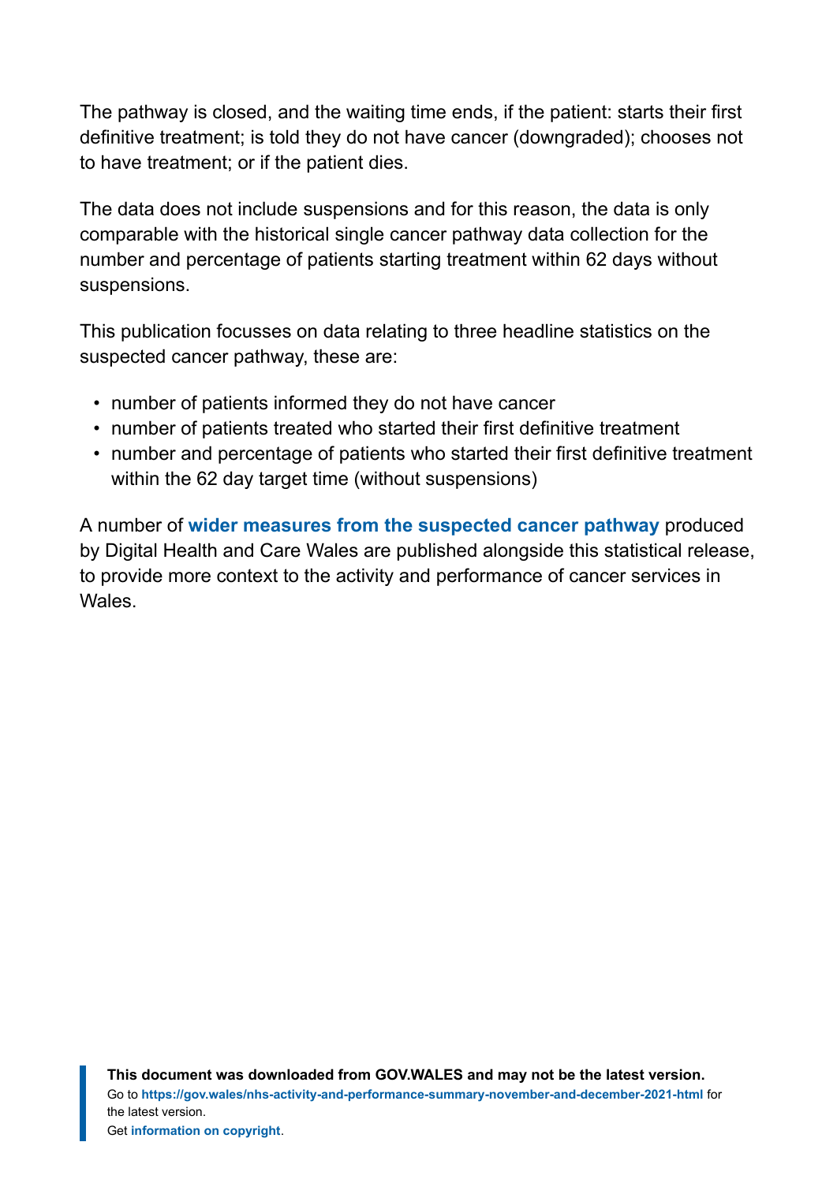The pathway is closed, and the waiting time ends, if the patient: starts their first definitive treatment; is told they do not have cancer (downgraded); chooses not to have treatment; or if the patient dies.

The data does not include suspensions and for this reason, the data is only comparable with the historical single cancer pathway data collection for the number and percentage of patients starting treatment within 62 days without suspensions.

This publication focusses on data relating to three headline statistics on the suspected cancer pathway, these are:

- number of patients informed they do not have cancer
- number of patients treated who started their first definitive treatment
- number and percentage of patients who started their first definitive treatment within the 62 day target time (without suspensions)

A number of **wider measures from the suspected cancer pathway** produced by Digital Health and Care Wales are published alongside this statistical release, to provide more context to the activity and performance of cancer services in Wales.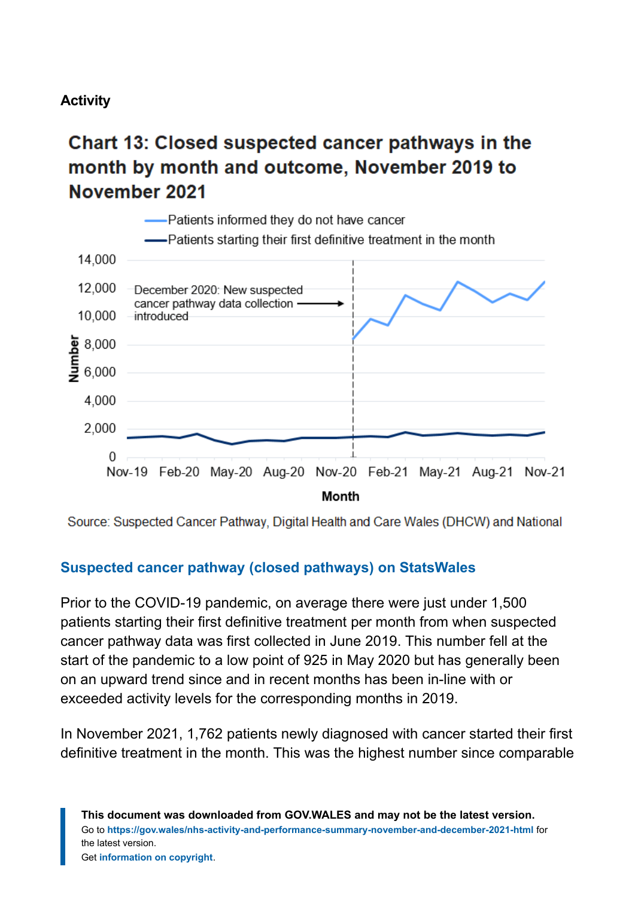### Activity

**Chart 13: Closed suspected cancer pathways in the month by month and outcome, November 2019 to November 2021**

Source: Suspected Cancer Pathway, Digital Health and Care Wales (DHCW) and National

[Suspected cancer pathway (closed pathways) on StatsWales]

Prior to the COVID-19 pandemic, on average there were just under 1,500 patients starting their first definitive treatment per month from when suspected cancer pathway data was first collected in June 2019. This number fell at the start of the pandemic to a low point of 925 in May 2020 but has generally been on an upward trend since and in recent months has been in-line with or exceeded activity levels for the corresponding months in 2019.

In November 2021, 1,762 patients newly diagnosed with cancer started their first definitive treatment in the month. This was the highest number since comparable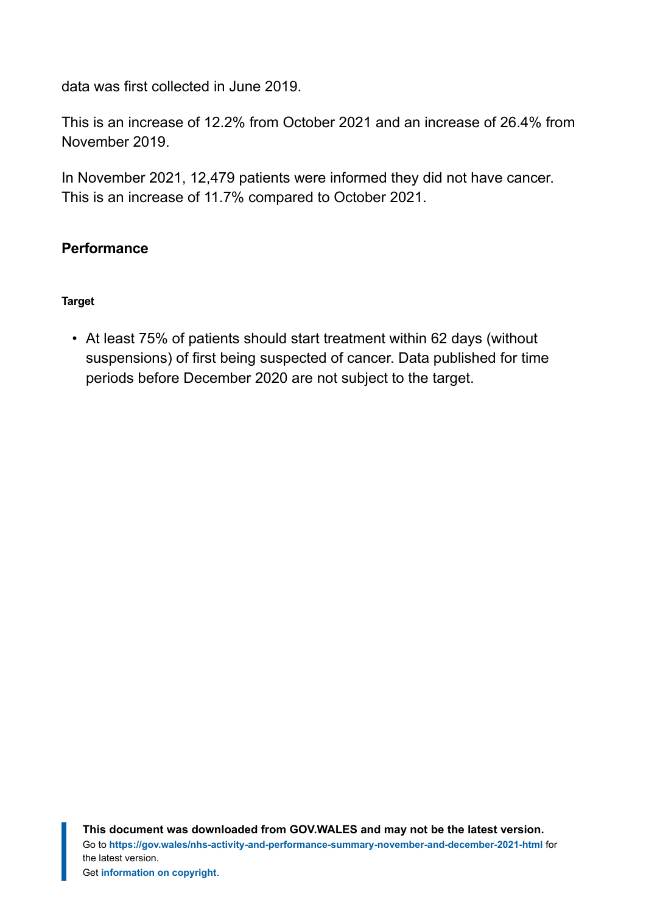data was first collected in June 2019.

This is an increase of 12.2% from October 2021 and an increase of 26.4% from November 2019.

In November 2021, 12,479 patients were informed they did not have cancer. This is an increase of 11.7% compared to October 2021.

## Performance

#### Target

- At least 75% of patients should start treatment within 62 days (without suspensions) of first being suspected of cancer. Data published for time periods before December 2020 are not subject to the target.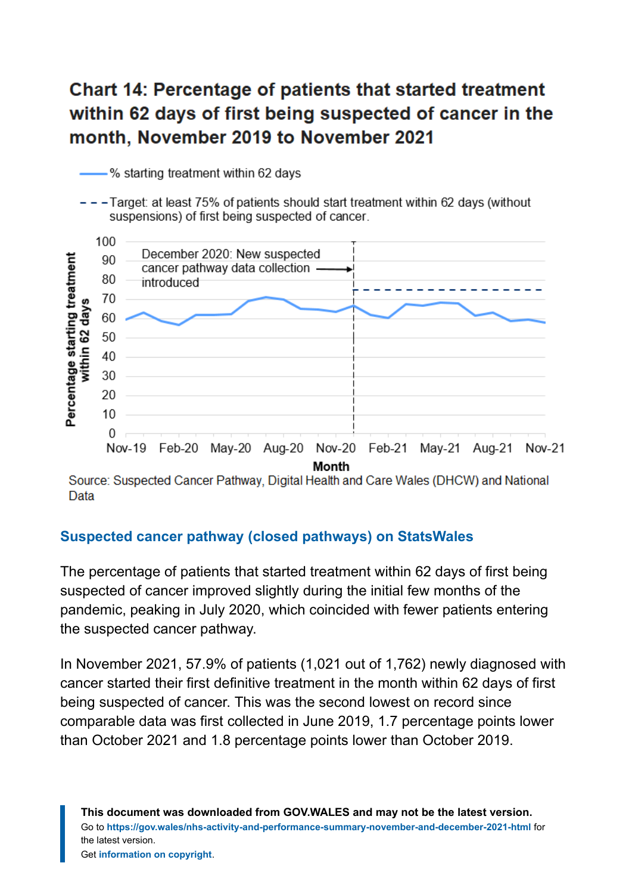## Chart 14: Percentage of patients that started treatment within 62 days of first being suspected of cancer in the month, November 2019 to November 2021

% starting treatment within 62 days

Target: at least 75% of patients should start treatment within 62 days (without suspensions) of first being suspected of cancer.

December 2020: New suspected cancer pathway data collection introduced

Source: Suspected Cancer Pathway, Digital Health and Care Wales (DHCW) and National Data

[Suspected cancer pathway (closed pathways) on StatsWales]

The percentage of patients that started treatment within 62 days of first being suspected of cancer improved slightly during the initial few months of the pandemic, peaking in July 2020, which coincided with fewer patients entering the suspected cancer pathway.

In November 2021, 57.9% of patients (1,021 out of 1,762) newly diagnosed with cancer started their first definitive treatment in the month within 62 days of first being suspected of cancer. This was the second lowest on record since comparable data was first collected in June 2019, 1.7 percentage points lower than October 2021 and 1.8 percentage points lower than October 2019.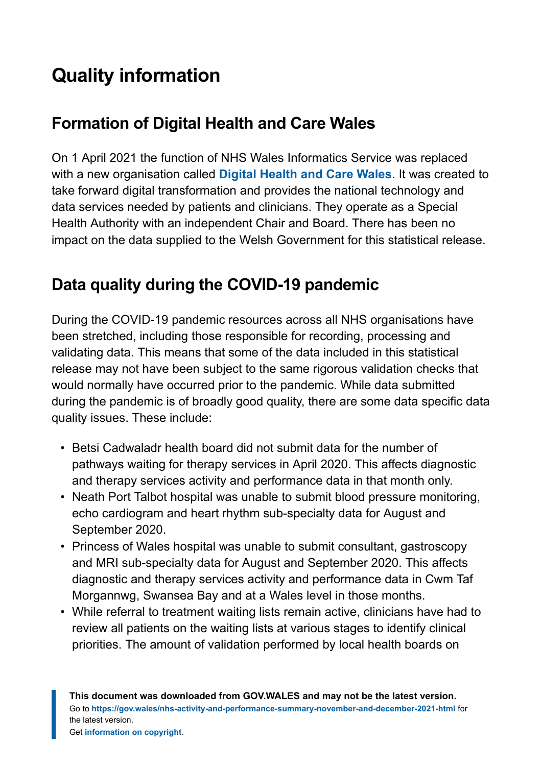# Quality information

## Formation of Digital Health and Care Wales

On 1 April 2021 the function of NHS Wales Informatics Service was replaced with a new organisation called **Digital Health and Care Wales**. It was created to take forward digital transformation and provides the national technology and data services needed by patients and clinicians. They operate as a Special Health Authority with an independent Chair and Board. There has been no impact on the data supplied to the Welsh Government for this statistical release.

## Data quality during the COVID-19 pandemic

During the COVID-19 pandemic resources across all NHS organisations have been stretched, including those responsible for recording, processing and validating data. This means that some of the data included in this statistical release may not have been subject to the same rigorous validation checks that would normally have occurred prior to the pandemic. While data submitted during the pandemic is of broadly good quality, there are some data specific data quality issues. These include:

- Betsi Cadwaladr health board did not submit data for the number of pathways waiting for therapy services in April 2020. This affects diagnostic and therapy services activity and performance data in that month only.
- Neath Port Talbot hospital was unable to submit blood pressure monitoring, echo cardiogram and heart rhythm sub-specialty data for August and September 2020.
- Princess of Wales hospital was unable to submit consultant, gastroscopy and MRI sub-specialty data for August and September 2020. This affects diagnostic and therapy services activity and performance data in Cwm Taf Morgannwg, Swansea Bay and at a Wales level in those months.
- While referral to treatment waiting lists remain active, clinicians have had to review all patients on the waiting lists at various stages to identify clinical priorities. The amount of validation performed by local health boards on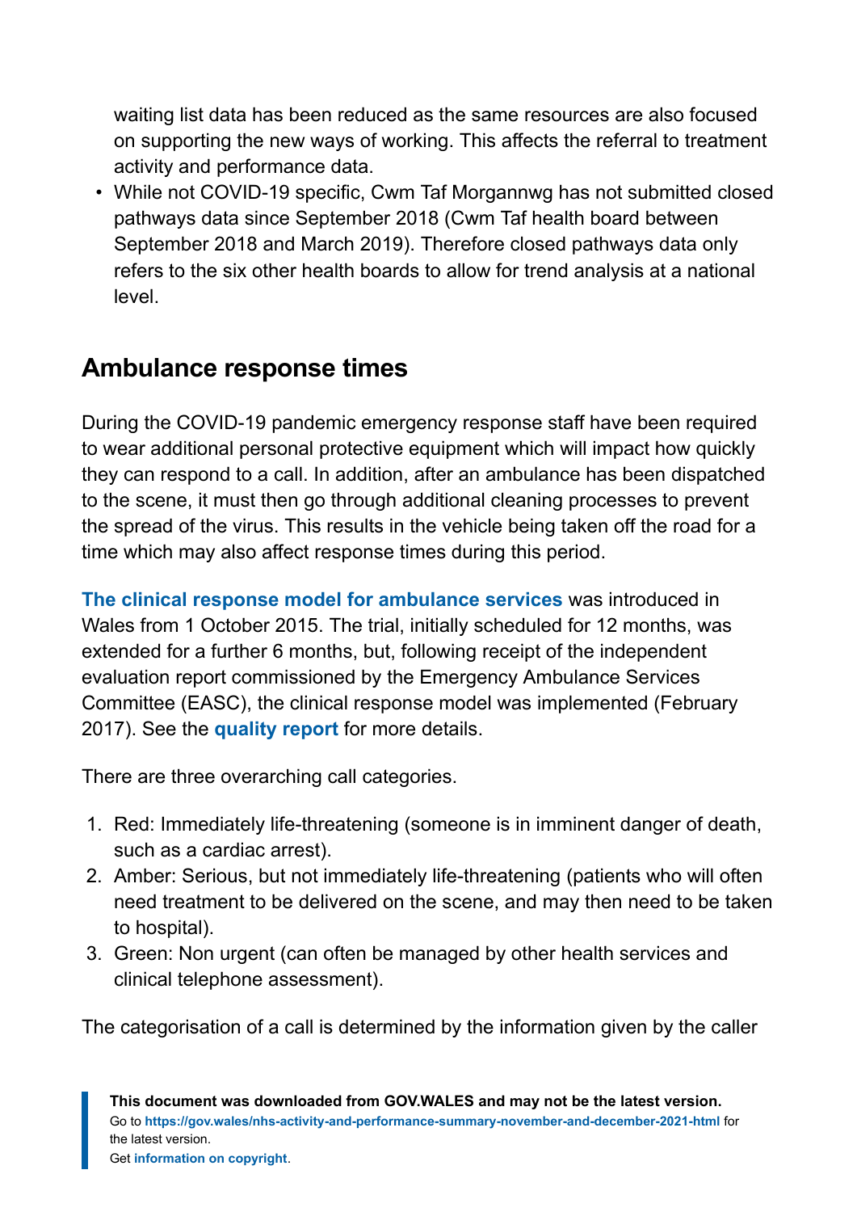waiting list data has been reduced as the same resources are also focused on supporting the new ways of working. This affects the referral to treatment activity and performance data.

- While not COVID-19 specific, Cwm Taf Morgannwg has not submitted closed pathways data since September 2018 (Cwm Taf health board between September 2018 and March 2019). Therefore closed pathways data only refers to the six other health boards to allow for trend analysis at a national level.

## Ambulance response times

During the COVID-19 pandemic emergency response staff have been required to wear additional personal protective equipment which will impact how quickly they can respond to a call. In addition, after an ambulance has been dispatched to the scene, it must then go through additional cleaning processes to prevent the spread of the virus. This results in the vehicle being taken off the road for a time which may also affect response times during this period.

**The clinical response model for ambulance services** was introduced in Wales from 1 October 2015. The trial, initially scheduled for 12 months, was extended for a further 6 months, but, following receipt of the independent evaluation report commissioned by the Emergency Ambulance Services Committee (EASC), the clinical response model was implemented (February 2017). See the **quality report** for more details.

There are three overarching call categories.

1. Red: Immediately life-threatening (someone is in imminent danger of death, such as a cardiac arrest).
2. Amber: Serious, but not immediately life-threatening (patients who will often need treatment to be delivered on the scene, and may then need to be taken to hospital).
3. Green: Non urgent (can often be managed by other health services and clinical telephone assessment).

The categorisation of a call is determined by the information given by the caller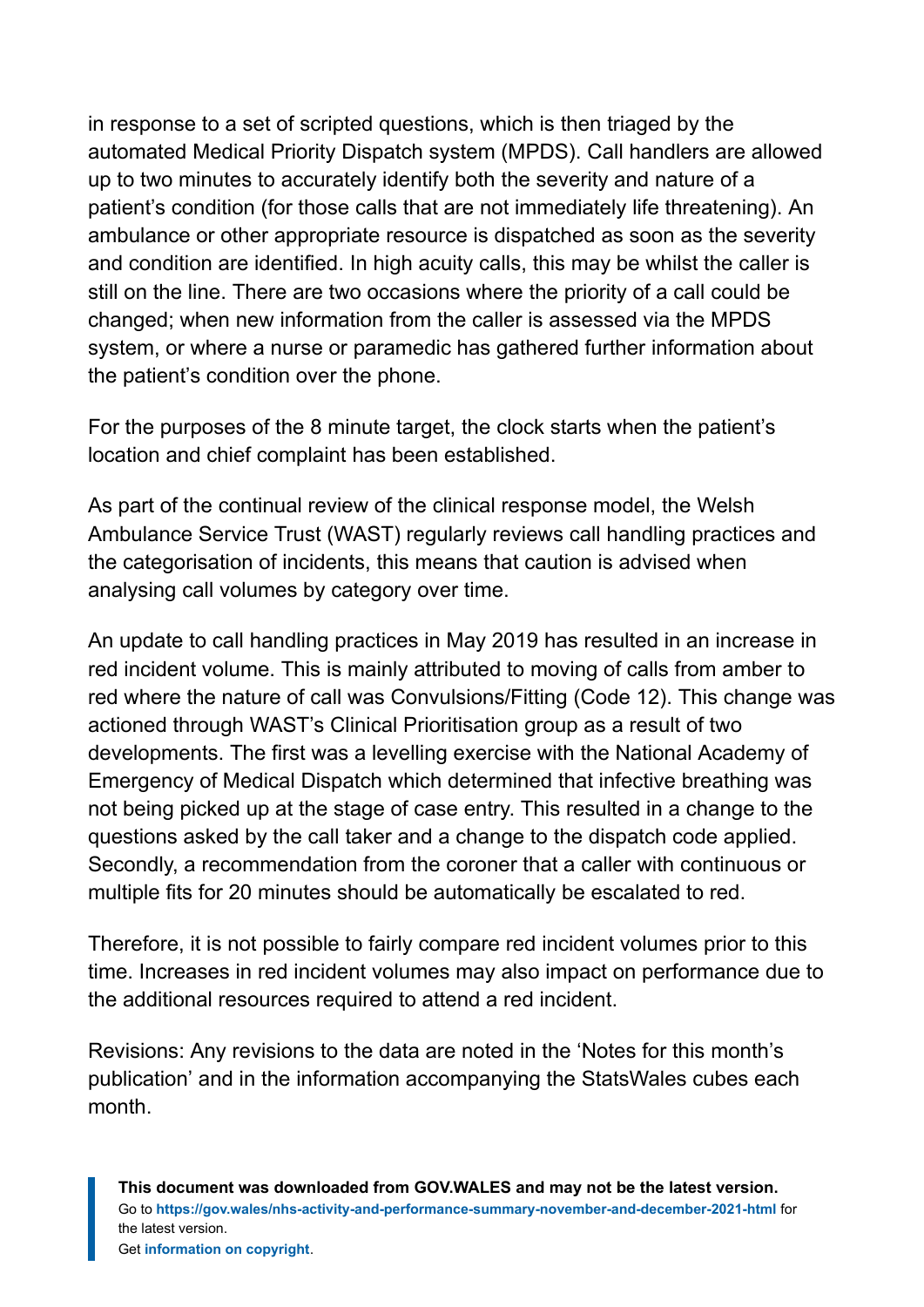in response to a set of scripted questions, which is then triaged by the automated Medical Priority Dispatch system (MPDS). Call handlers are allowed up to two minutes to accurately identify both the severity and nature of a patient's condition (for those calls that are not immediately life threatening). An ambulance or other appropriate resource is dispatched as soon as the severity and condition are identified. In high acuity calls, this may be whilst the caller is still on the line. There are two occasions where the priority of a call could be changed; when new information from the caller is assessed via the MPDS system, or where a nurse or paramedic has gathered further information about the patient's condition over the phone.

For the purposes of the 8 minute target, the clock starts when the patient's location and chief complaint has been established.

As part of the continual review of the clinical response model, the Welsh Ambulance Service Trust (WAST) regularly reviews call handling practices and the categorisation of incidents, this means that caution is advised when analysing call volumes by category over time.

An update to call handling practices in May 2019 has resulted in an increase in red incident volume. This is mainly attributed to moving of calls from amber to red where the nature of call was Convulsions/Fitting (Code 12). This change was actioned through WAST's Clinical Prioritisation group as a result of two developments. The first was a levelling exercise with the National Academy of Emergency of Medical Dispatch which determined that infective breathing was not being picked up at the stage of case entry. This resulted in a change to the questions asked by the call taker and a change to the dispatch code applied. Secondly, a recommendation from the coroner that a caller with continuous or multiple fits for 20 minutes should be automatically be escalated to red.

Therefore, it is not possible to fairly compare red incident volumes prior to this time. Increases in red incident volumes may also impact on performance due to the additional resources required to attend a red incident.

Revisions: Any revisions to the data are noted in the 'Notes for this month's publication' and in the information accompanying the StatsWales cubes each month.

**This document was downloaded from GOV.WALES and may not be the latest version.**
Go to **https://gov.wales/nhs-activity-and-performance-summary-november-and-december-2021-html** for the latest version.
Get **information on copyright**.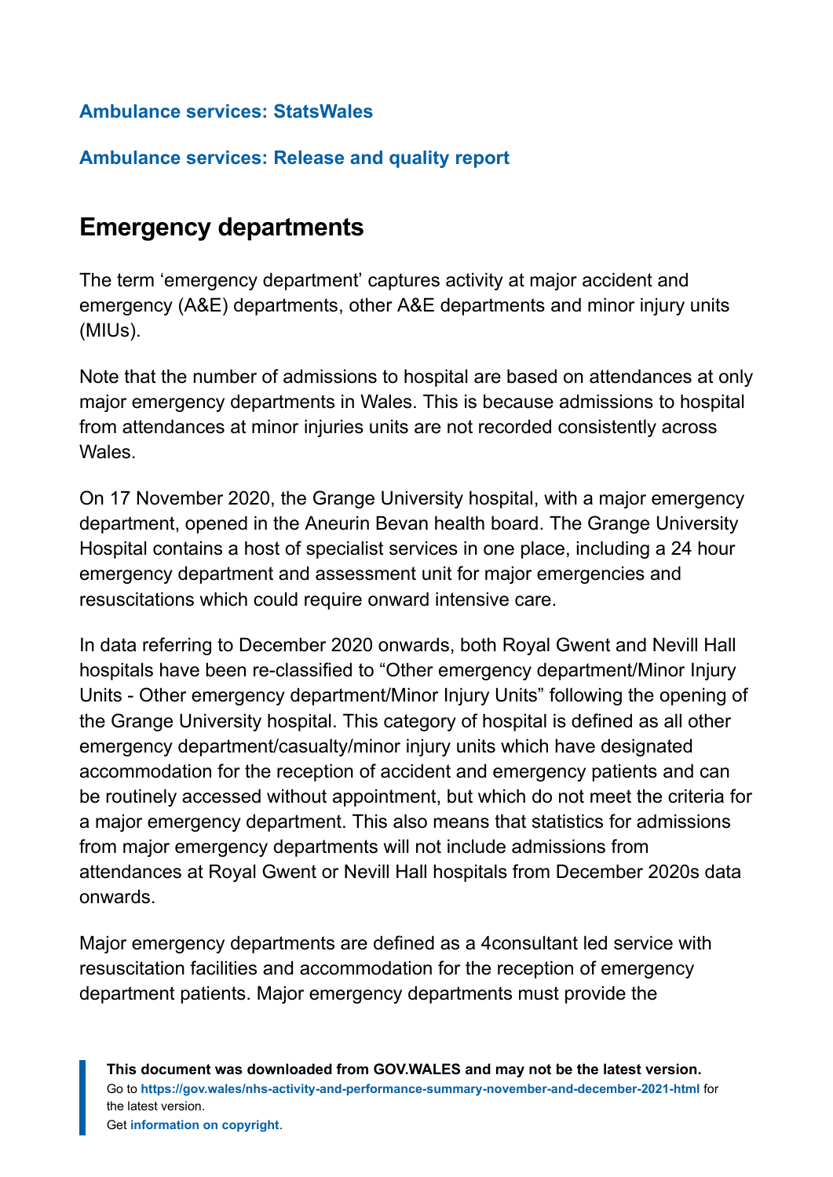**Ambulance services: StatsWales**

**Ambulance services: Release and quality report**

## Emergency departments

The term 'emergency department' captures activity at major accident and emergency (A&E) departments, other A&E departments and minor injury units (MIUs).

Note that the number of admissions to hospital are based on attendances at only major emergency departments in Wales. This is because admissions to hospital from attendances at minor injuries units are not recorded consistently across Wales.

On 17 November 2020, the Grange University hospital, with a major emergency department, opened in the Aneurin Bevan health board. The Grange University Hospital contains a host of specialist services in one place, including a 24 hour emergency department and assessment unit for major emergencies and resuscitations which could require onward intensive care.

In data referring to December 2020 onwards, both Royal Gwent and Nevill Hall hospitals have been re-classified to "Other emergency department/Minor Injury Units - Other emergency department/Minor Injury Units" following the opening of the Grange University hospital. This category of hospital is defined as all other emergency department/casualty/minor injury units which have designated accommodation for the reception of accident and emergency patients and can be routinely accessed without appointment, but which do not meet the criteria for a major emergency department. This also means that statistics for admissions from major emergency departments will not include admissions from attendances at Royal Gwent or Nevill Hall hospitals from December 2020s data onwards.

Major emergency departments are defined as a 4consultant led service with resuscitation facilities and accommodation for the reception of emergency department patients. Major emergency departments must provide the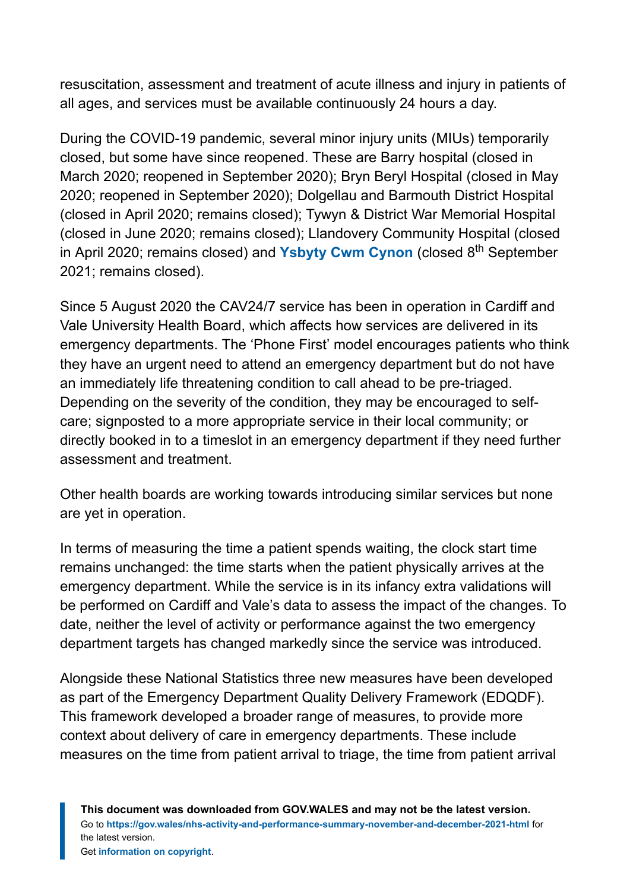resuscitation, assessment and treatment of acute illness and injury in patients of all ages, and services must be available continuously 24 hours a day.

During the COVID-19 pandemic, several minor injury units (MIUs) temporarily closed, but some have since reopened. These are Barry hospital (closed in March 2020; reopened in September 2020); Bryn Beryl Hospital (closed in May 2020; reopened in September 2020); Dolgellau and Barmouth District Hospital (closed in April 2020; remains closed); Tywyn & District War Memorial Hospital (closed in June 2020; remains closed); Llandovery Community Hospital (closed in April 2020; remains closed) and **Ysbyty Cwm Cynon** (closed 8th September 2021; remains closed).

Since 5 August 2020 the CAV24/7 service has been in operation in Cardiff and Vale University Health Board, which affects how services are delivered in its emergency departments. The 'Phone First' model encourages patients who think they have an urgent need to attend an emergency department but do not have an immediately life threatening condition to call ahead to be pre-triaged. Depending on the severity of the condition, they may be encouraged to self-care; signposted to a more appropriate service in their local community; or directly booked in to a timeslot in an emergency department if they need further assessment and treatment.

Other health boards are working towards introducing similar services but none are yet in operation.

In terms of measuring the time a patient spends waiting, the clock start time remains unchanged: the time starts when the patient physically arrives at the emergency department. While the service is in its infancy extra validations will be performed on Cardiff and Vale's data to assess the impact of the changes. To date, neither the level of activity or performance against the two emergency department targets has changed markedly since the service was introduced.

Alongside these National Statistics three new measures have been developed as part of the Emergency Department Quality Delivery Framework (EDQDF). This framework developed a broader range of measures, to provide more context about delivery of care in emergency departments. These include measures on the time from patient arrival to triage, the time from patient arrival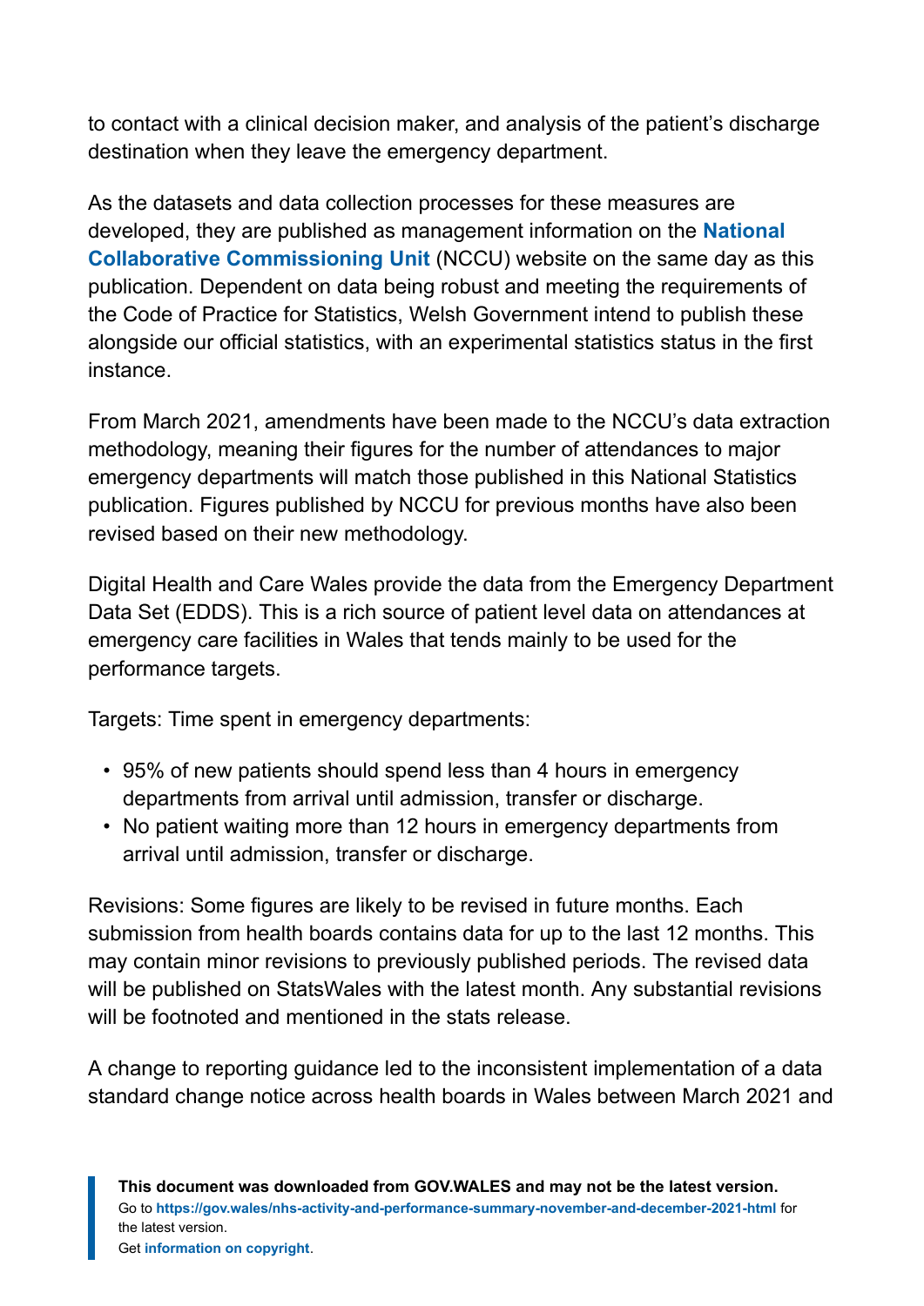to contact with a clinical decision maker, and analysis of the patient's discharge destination when they leave the emergency department.

As the datasets and data collection processes for these measures are developed, they are published as management information on the **National Collaborative Commissioning Unit** (NCCU) website on the same day as this publication. Dependent on data being robust and meeting the requirements of the Code of Practice for Statistics, Welsh Government intend to publish these alongside our official statistics, with an experimental statistics status in the first instance.

From March 2021, amendments have been made to the NCCU's data extraction methodology, meaning their figures for the number of attendances to major emergency departments will match those published in this National Statistics publication. Figures published by NCCU for previous months have also been revised based on their new methodology.

Digital Health and Care Wales provide the data from the Emergency Department Data Set (EDDS). This is a rich source of patient level data on attendances at emergency care facilities in Wales that tends mainly to be used for the performance targets.

Targets: Time spent in emergency departments:

- 95% of new patients should spend less than 4 hours in emergency departments from arrival until admission, transfer or discharge.
- No patient waiting more than 12 hours in emergency departments from arrival until admission, transfer or discharge.

Revisions: Some figures are likely to be revised in future months. Each submission from health boards contains data for up to the last 12 months. This may contain minor revisions to previously published periods. The revised data will be published on StatsWales with the latest month. Any substantial revisions will be footnoted and mentioned in the stats release.

A change to reporting guidance led to the inconsistent implementation of a data standard change notice across health boards in Wales between March 2021 and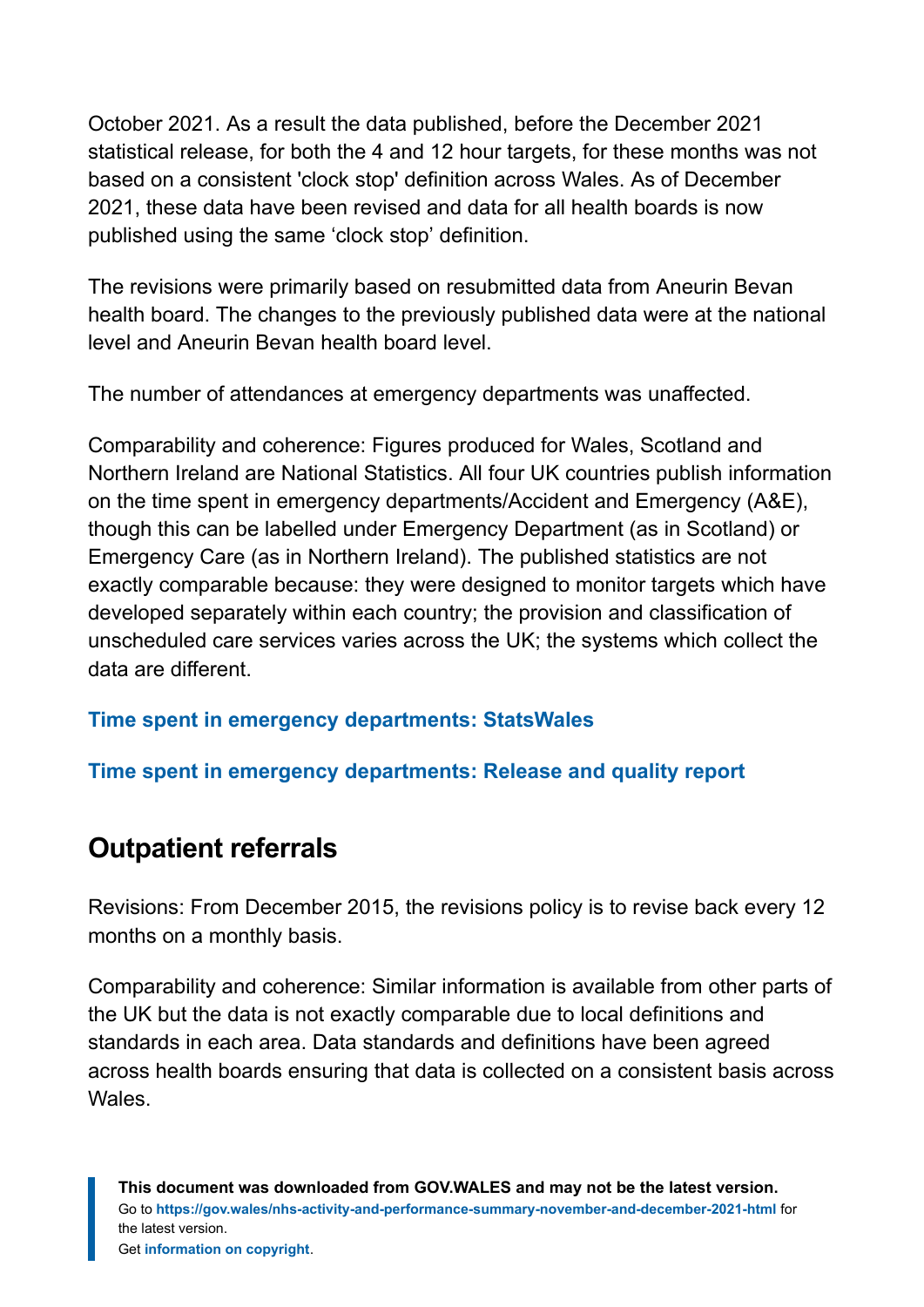October 2021. As a result the data published, before the December 2021 statistical release, for both the 4 and 12 hour targets, for these months was not based on a consistent 'clock stop' definition across Wales. As of December 2021, these data have been revised and data for all health boards is now published using the same ‘clock stop’ definition.

The revisions were primarily based on resubmitted data from Aneurin Bevan health board. The changes to the previously published data were at the national level and Aneurin Bevan health board level.

The number of attendances at emergency departments was unaffected.

Comparability and coherence: Figures produced for Wales, Scotland and Northern Ireland are National Statistics. All four UK countries publish information on the time spent in emergency departments/Accident and Emergency (A&E), though this can be labelled under Emergency Department (as in Scotland) or Emergency Care (as in Northern Ireland). The published statistics are not exactly comparable because: they were designed to monitor targets which have developed separately within each country; the provision and classification of unscheduled care services varies across the UK; the systems which collect the data are different.

**Time spent in emergency departments: StatsWales**

**Time spent in emergency departments: Release and quality report**

## Outpatient referrals

Revisions: From December 2015, the revisions policy is to revise back every 12 months on a monthly basis.

Comparability and coherence: Similar information is available from other parts of the UK but the data is not exactly comparable due to local definitions and standards in each area. Data standards and definitions have been agreed across health boards ensuring that data is collected on a consistent basis across Wales.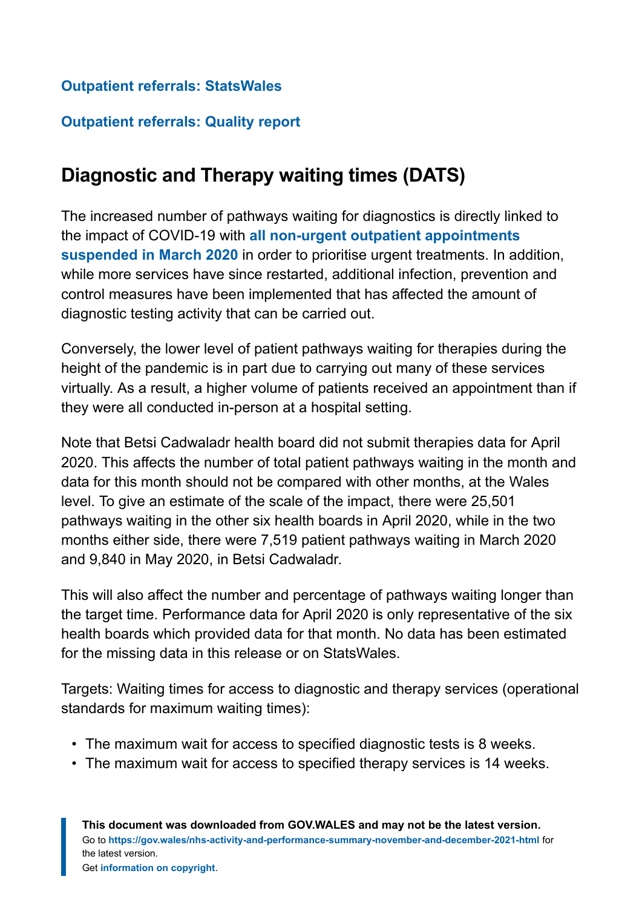**Outpatient referrals: StatsWales**

**Outpatient referrals: Quality report**

## Diagnostic and Therapy waiting times (DATS)

The increased number of pathways waiting for diagnostics is directly linked to the impact of COVID-19 with **all non-urgent outpatient appointments suspended in March 2020** in order to prioritise urgent treatments. In addition, while more services have since restarted, additional infection, prevention and control measures have been implemented that has affected the amount of diagnostic testing activity that can be carried out.

Conversely, the lower level of patient pathways waiting for therapies during the height of the pandemic is in part due to carrying out many of these services virtually. As a result, a higher volume of patients received an appointment than if they were all conducted in-person at a hospital setting.

Note that Betsi Cadwaladr health board did not submit therapies data for April 2020. This affects the number of total patient pathways waiting in the month and data for this month should not be compared with other months, at the Wales level. To give an estimate of the scale of the impact, there were 25,501 pathways waiting in the other six health boards in April 2020, while in the two months either side, there were 7,519 patient pathways waiting in March 2020 and 9,840 in May 2020, in Betsi Cadwaladr.

This will also affect the number and percentage of pathways waiting longer than the target time. Performance data for April 2020 is only representative of the six health boards which provided data for that month. No data has been estimated for the missing data in this release or on StatsWales.

Targets: Waiting times for access to diagnostic and therapy services (operational standards for maximum waiting times):

- The maximum wait for access to specified diagnostic tests is 8 weeks.
- The maximum wait for access to specified therapy services is 14 weeks.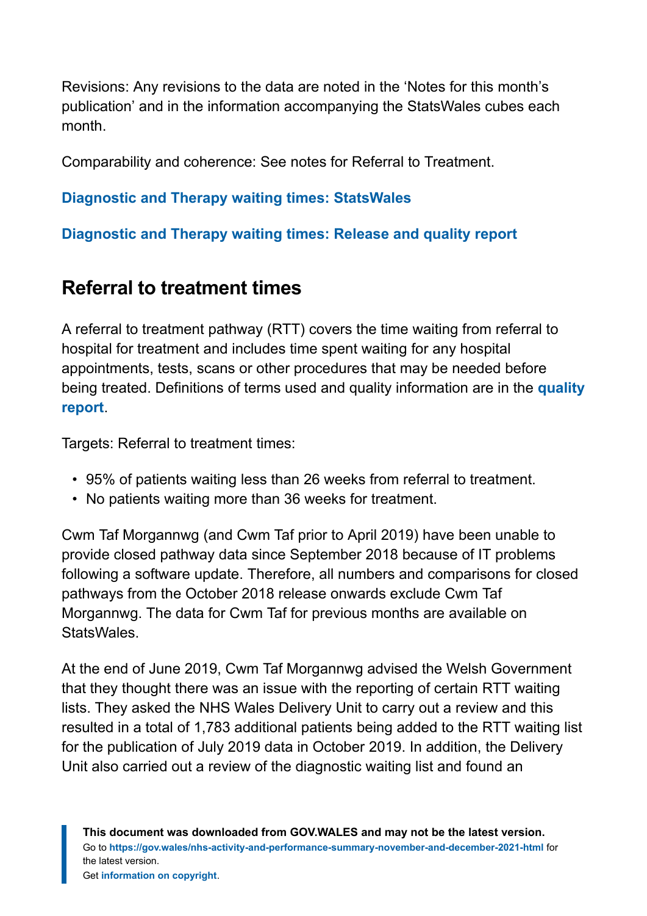Revisions: Any revisions to the data are noted in the 'Notes for this month's publication' and in the information accompanying the StatsWales cubes each month.

Comparability and coherence: See notes for Referral to Treatment.

**Diagnostic and Therapy waiting times: StatsWales**

**Diagnostic and Therapy waiting times: Release and quality report**

## Referral to treatment times

A referral to treatment pathway (RTT) covers the time waiting from referral to hospital for treatment and includes time spent waiting for any hospital appointments, tests, scans or other procedures that may be needed before being treated. Definitions of terms used and quality information are in the **quality report**.

Targets: Referral to treatment times:

- 95% of patients waiting less than 26 weeks from referral to treatment.
- No patients waiting more than 36 weeks for treatment.

Cwm Taf Morgannwg (and Cwm Taf prior to April 2019) have been unable to provide closed pathway data since September 2018 because of IT problems following a software update. Therefore, all numbers and comparisons for closed pathways from the October 2018 release onwards exclude Cwm Taf Morgannwg. The data for Cwm Taf for previous months are available on StatsWales.

At the end of June 2019, Cwm Taf Morgannwg advised the Welsh Government that they thought there was an issue with the reporting of certain RTT waiting lists. They asked the NHS Wales Delivery Unit to carry out a review and this resulted in a total of 1,783 additional patients being added to the RTT waiting list for the publication of July 2019 data in October 2019. In addition, the Delivery Unit also carried out a review of the diagnostic waiting list and found an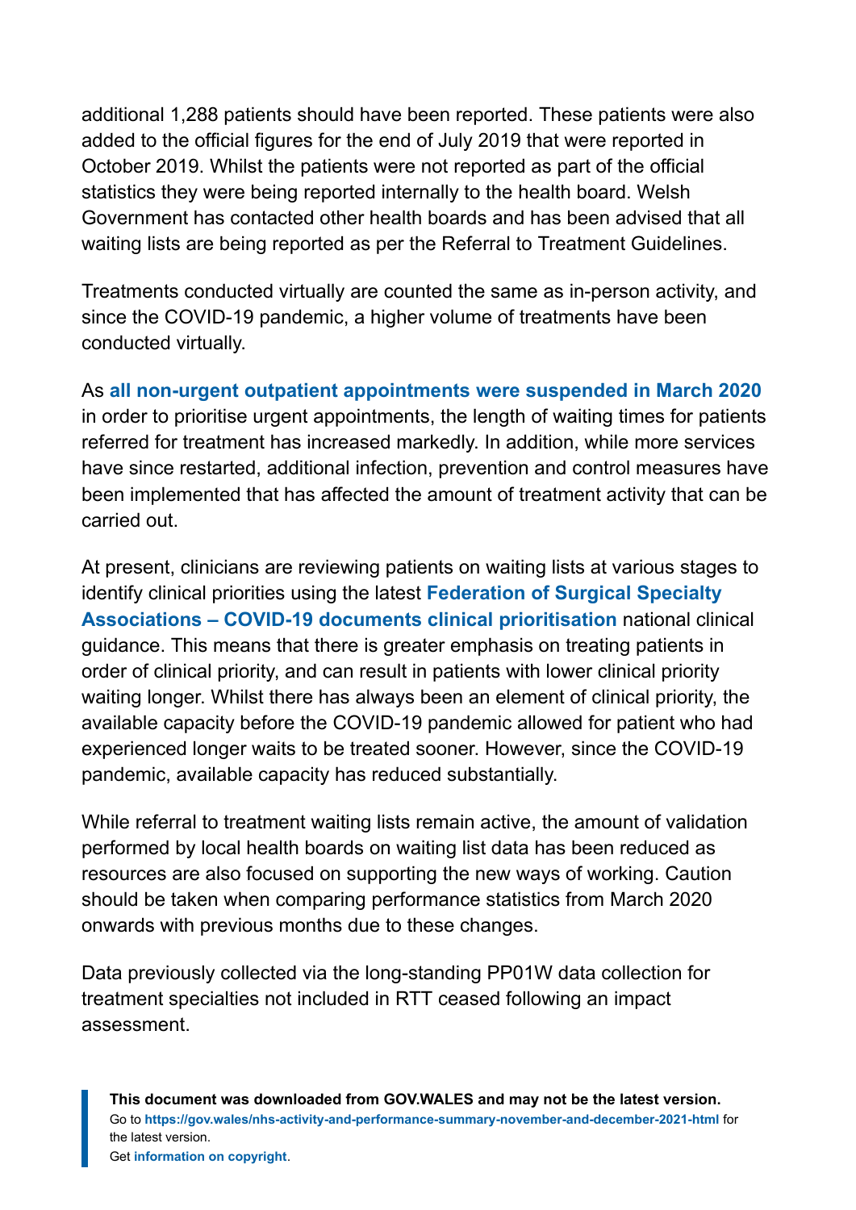additional 1,288 patients should have been reported. These patients were also added to the official figures for the end of July 2019 that were reported in October 2019. Whilst the patients were not reported as part of the official statistics they were being reported internally to the health board. Welsh Government has contacted other health boards and has been advised that all waiting lists are being reported as per the Referral to Treatment Guidelines.

Treatments conducted virtually are counted the same as in-person activity, and since the COVID-19 pandemic, a higher volume of treatments have been conducted virtually.

As **all non-urgent outpatient appointments were suspended in March 2020** in order to prioritise urgent appointments, the length of waiting times for patients referred for treatment has increased markedly. In addition, while more services have since restarted, additional infection, prevention and control measures have been implemented that has affected the amount of treatment activity that can be carried out.

At present, clinicians are reviewing patients on waiting lists at various stages to identify clinical priorities using the latest **Federation of Surgical Specialty Associations – COVID-19 documents clinical prioritisation** national clinical guidance. This means that there is greater emphasis on treating patients in order of clinical priority, and can result in patients with lower clinical priority waiting longer. Whilst there has always been an element of clinical priority, the available capacity before the COVID-19 pandemic allowed for patient who had experienced longer waits to be treated sooner. However, since the COVID-19 pandemic, available capacity has reduced substantially.

While referral to treatment waiting lists remain active, the amount of validation performed by local health boards on waiting list data has been reduced as resources are also focused on supporting the new ways of working. Caution should be taken when comparing performance statistics from March 2020 onwards with previous months due to these changes.

Data previously collected via the long-standing PP01W data collection for treatment specialties not included in RTT ceased following an impact assessment.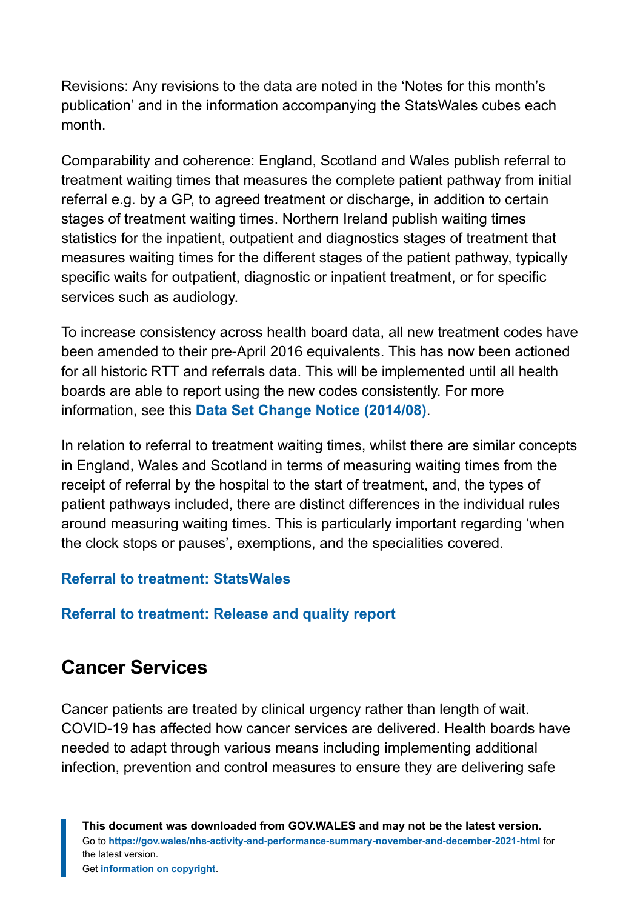Revisions: Any revisions to the data are noted in the 'Notes for this month's publication' and in the information accompanying the StatsWales cubes each month.

Comparability and coherence: England, Scotland and Wales publish referral to treatment waiting times that measures the complete patient pathway from initial referral e.g. by a GP, to agreed treatment or discharge, in addition to certain stages of treatment waiting times. Northern Ireland publish waiting times statistics for the inpatient, outpatient and diagnostics stages of treatment that measures waiting times for the different stages of the patient pathway, typically specific waits for outpatient, diagnostic or inpatient treatment, or for specific services such as audiology.

To increase consistency across health board data, all new treatment codes have been amended to their pre-April 2016 equivalents. This has now been actioned for all historic RTT and referrals data. This will be implemented until all health boards are able to report using the new codes consistently. For more information, see this **Data Set Change Notice (2014/08)**.

In relation to referral to treatment waiting times, whilst there are similar concepts in England, Wales and Scotland in terms of measuring waiting times from the receipt of referral by the hospital to the start of treatment, and, the types of patient pathways included, there are distinct differences in the individual rules around measuring waiting times. This is particularly important regarding 'when the clock stops or pauses', exemptions, and the specialities covered.

**Referral to treatment: StatsWales**

**Referral to treatment: Release and quality report**

## Cancer Services

Cancer patients are treated by clinical urgency rather than length of wait. COVID-19 has affected how cancer services are delivered. Health boards have needed to adapt through various means including implementing additional infection, prevention and control measures to ensure they are delivering safe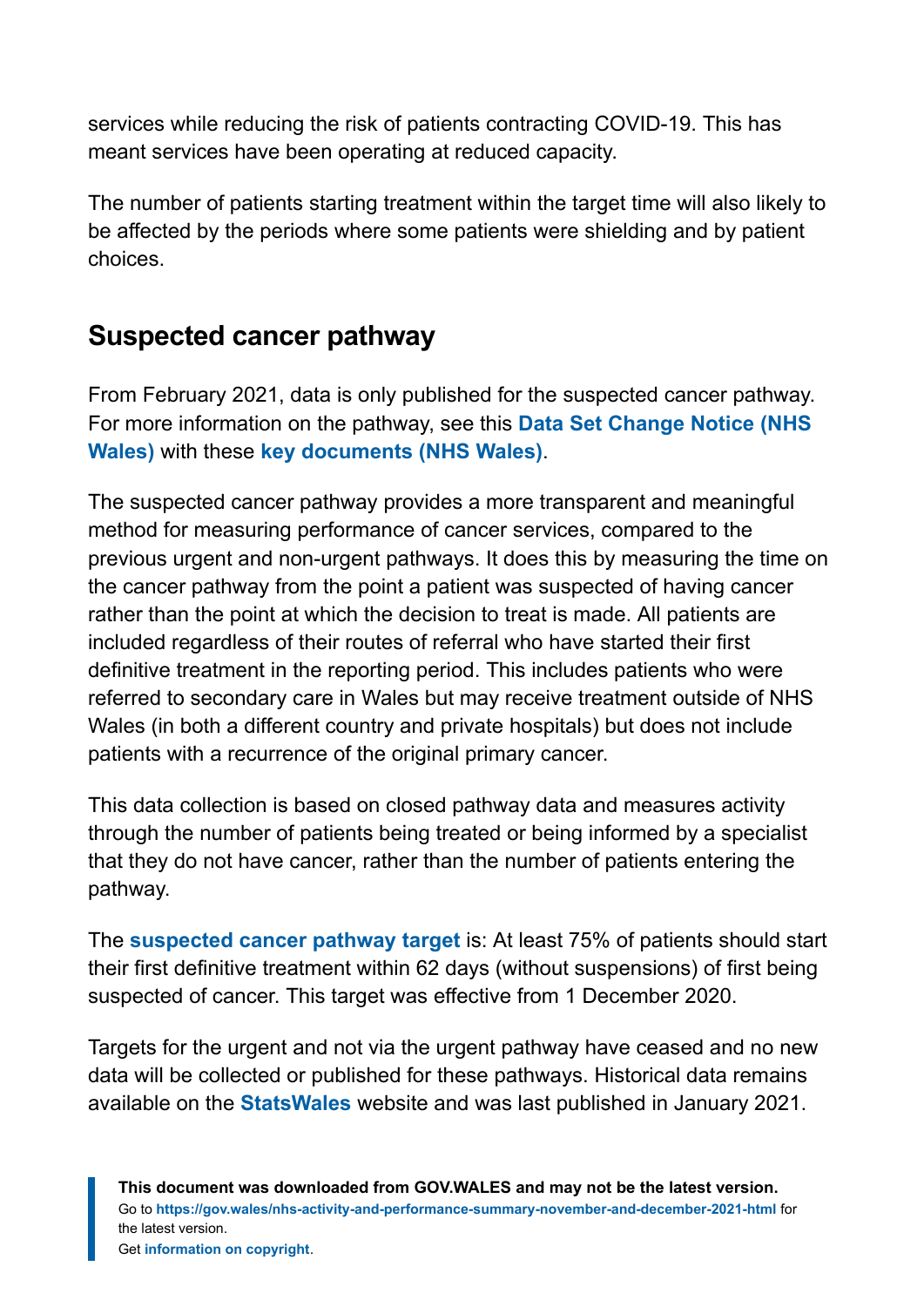services while reducing the risk of patients contracting COVID-19. This has meant services have been operating at reduced capacity.

The number of patients starting treatment within the target time will also likely to be affected by the periods where some patients were shielding and by patient choices.

## Suspected cancer pathway

From February 2021, data is only published for the suspected cancer pathway. For more information on the pathway, see this **Data Set Change Notice (NHS Wales)** with these **key documents (NHS Wales)**.

The suspected cancer pathway provides a more transparent and meaningful method for measuring performance of cancer services, compared to the previous urgent and non-urgent pathways. It does this by measuring the time on the cancer pathway from the point a patient was suspected of having cancer rather than the point at which the decision to treat is made. All patients are included regardless of their routes of referral who have started their first definitive treatment in the reporting period. This includes patients who were referred to secondary care in Wales but may receive treatment outside of NHS Wales (in both a different country and private hospitals) but does not include patients with a recurrence of the original primary cancer.

This data collection is based on closed pathway data and measures activity through the number of patients being treated or being informed by a specialist that they do not have cancer, rather than the number of patients entering the pathway.

The **suspected cancer pathway target** is: At least 75% of patients should start their first definitive treatment within 62 days (without suspensions) of first being suspected of cancer. This target was effective from 1 December 2020.

Targets for the urgent and not via the urgent pathway have ceased and no new data will be collected or published for these pathways. Historical data remains available on the **StatsWales** website and was last published in January 2021.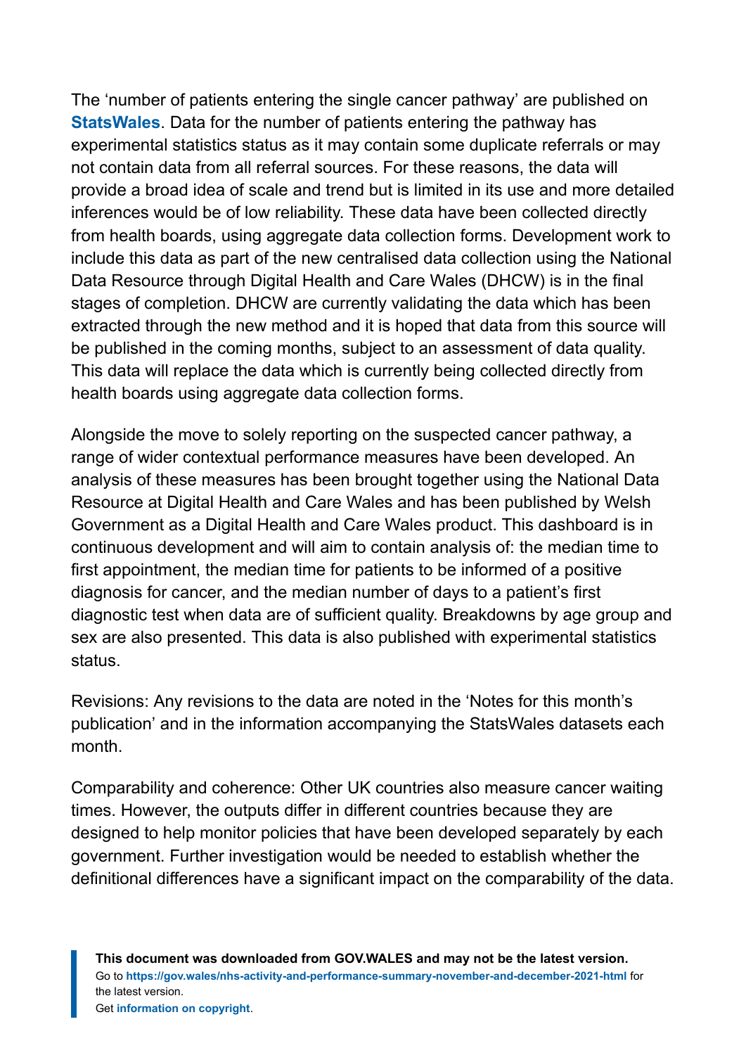The 'number of patients entering the single cancer pathway' are published on **StatsWales**. Data for the number of patients entering the pathway has experimental statistics status as it may contain some duplicate referrals or may not contain data from all referral sources. For these reasons, the data will provide a broad idea of scale and trend but is limited in its use and more detailed inferences would be of low reliability. These data have been collected directly from health boards, using aggregate data collection forms. Development work to include this data as part of the new centralised data collection using the National Data Resource through Digital Health and Care Wales (DHCW) is in the final stages of completion. DHCW are currently validating the data which has been extracted through the new method and it is hoped that data from this source will be published in the coming months, subject to an assessment of data quality. This data will replace the data which is currently being collected directly from health boards using aggregate data collection forms.

Alongside the move to solely reporting on the suspected cancer pathway, a range of wider contextual performance measures have been developed. An analysis of these measures has been brought together using the National Data Resource at Digital Health and Care Wales and has been published by Welsh Government as a Digital Health and Care Wales product. This dashboard is in continuous development and will aim to contain analysis of: the median time to first appointment, the median time for patients to be informed of a positive diagnosis for cancer, and the median number of days to a patient's first diagnostic test when data are of sufficient quality. Breakdowns by age group and sex are also presented. This data is also published with experimental statistics status.

Revisions: Any revisions to the data are noted in the 'Notes for this month's publication' and in the information accompanying the StatsWales datasets each month.

Comparability and coherence: Other UK countries also measure cancer waiting times. However, the outputs differ in different countries because they are designed to help monitor policies that have been developed separately by each government. Further investigation would be needed to establish whether the definitional differences have a significant impact on the comparability of the data.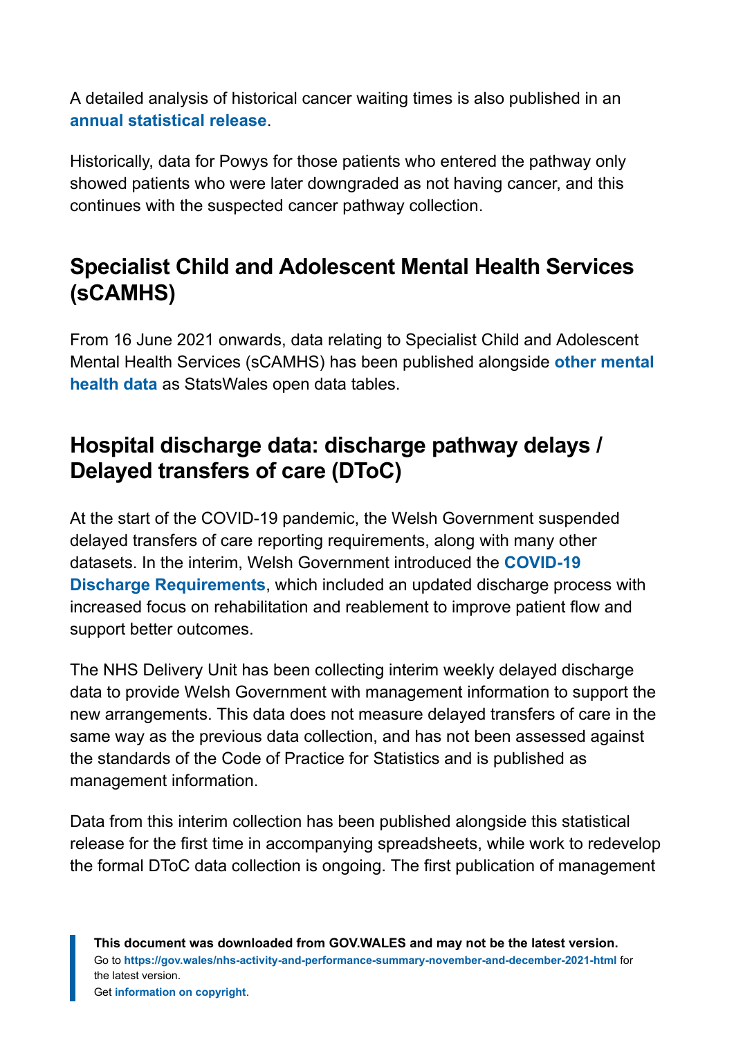A detailed analysis of historical cancer waiting times is also published in an **annual statistical release**.

Historically, data for Powys for those patients who entered the pathway only showed patients who were later downgraded as not having cancer, and this continues with the suspected cancer pathway collection.

## Specialist Child and Adolescent Mental Health Services (sCAMHS)

From 16 June 2021 onwards, data relating to Specialist Child and Adolescent Mental Health Services (sCAMHS) has been published alongside **other mental health data** as StatsWales open data tables.

## Hospital discharge data: discharge pathway delays / Delayed transfers of care (DToC)

At the start of the COVID-19 pandemic, the Welsh Government suspended delayed transfers of care reporting requirements, along with many other datasets. In the interim, Welsh Government introduced the **COVID-19 Discharge Requirements**, which included an updated discharge process with increased focus on rehabilitation and reablement to improve patient flow and support better outcomes.

The NHS Delivery Unit has been collecting interim weekly delayed discharge data to provide Welsh Government with management information to support the new arrangements. This data does not measure delayed transfers of care in the same way as the previous data collection, and has not been assessed against the standards of the Code of Practice for Statistics and is published as management information.

Data from this interim collection has been published alongside this statistical release for the first time in accompanying spreadsheets, while work to redevelop the formal DToC data collection is ongoing. The first publication of management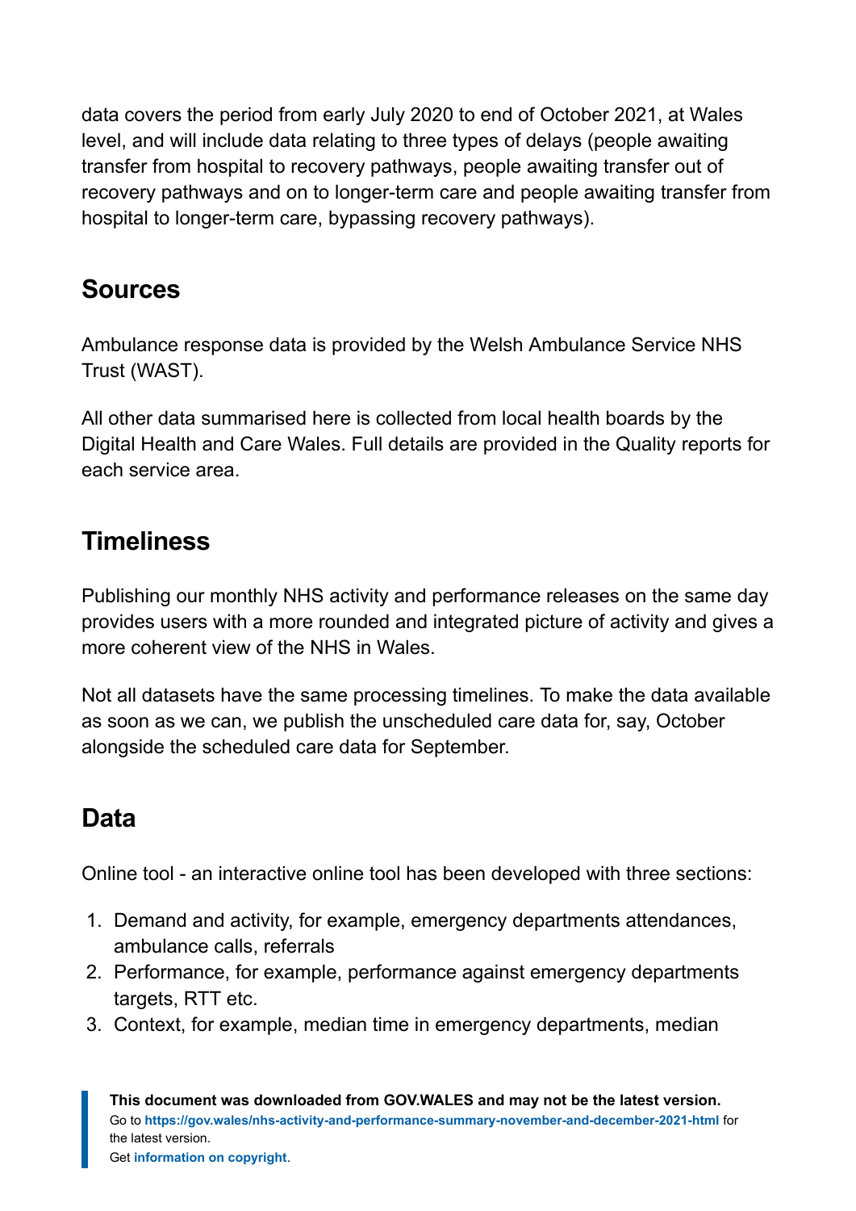data covers the period from early July 2020 to end of October 2021, at Wales level, and will include data relating to three types of delays (people awaiting transfer from hospital to recovery pathways, people awaiting transfer out of recovery pathways and on to longer-term care and people awaiting transfer from hospital to longer-term care, bypassing recovery pathways).

## Sources

Ambulance response data is provided by the Welsh Ambulance Service NHS Trust (WAST).

All other data summarised here is collected from local health boards by the Digital Health and Care Wales. Full details are provided in the Quality reports for each service area.

## Timeliness

Publishing our monthly NHS activity and performance releases on the same day provides users with a more rounded and integrated picture of activity and gives a more coherent view of the NHS in Wales.

Not all datasets have the same processing timelines. To make the data available as soon as we can, we publish the unscheduled care data for, say, October alongside the scheduled care data for September.

## Data

Online tool - an interactive online tool has been developed with three sections:

1. Demand and activity, for example, emergency departments attendances, ambulance calls, referrals
2. Performance, for example, performance against emergency departments targets, RTT etc.
3. Context, for example, median time in emergency departments, median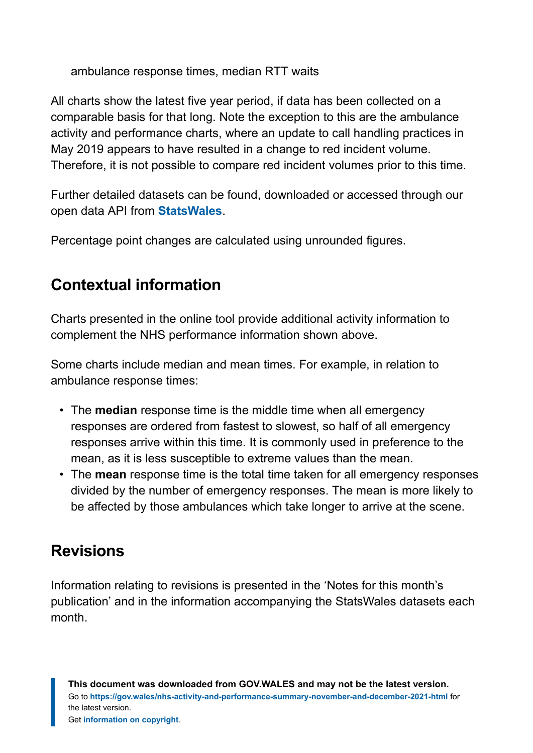ambulance response times, median RTT waits

All charts show the latest five year period, if data has been collected on a comparable basis for that long. Note the exception to this are the ambulance activity and performance charts, where an update to call handling practices in May 2019 appears to have resulted in a change to red incident volume. Therefore, it is not possible to compare red incident volumes prior to this time.

Further detailed datasets can be found, downloaded or accessed through our open data API from **StatsWales**.

Percentage point changes are calculated using unrounded figures.

## Contextual information

Charts presented in the online tool provide additional activity information to complement the NHS performance information shown above.

Some charts include median and mean times. For example, in relation to ambulance response times:

- The **median** response time is the middle time when all emergency responses are ordered from fastest to slowest, so half of all emergency responses arrive within this time. It is commonly used in preference to the mean, as it is less susceptible to extreme values than the mean.
- The **mean** response time is the total time taken for all emergency responses divided by the number of emergency responses. The mean is more likely to be affected by those ambulances which take longer to arrive at the scene.

## Revisions

Information relating to revisions is presented in the 'Notes for this month's publication' and in the information accompanying the StatsWales datasets each month.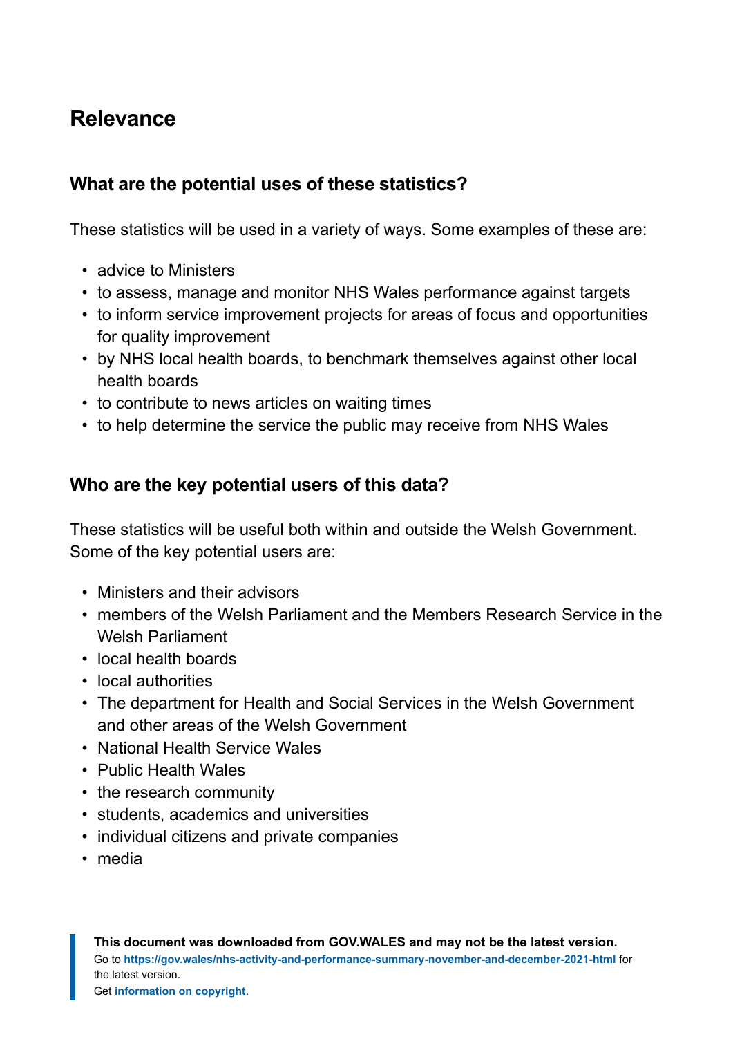## Relevance

### What are the potential uses of these statistics?

These statistics will be used in a variety of ways. Some examples of these are:

- advice to Ministers
- to assess, manage and monitor NHS Wales performance against targets
- to inform service improvement projects for areas of focus and opportunities for quality improvement
- by NHS local health boards, to benchmark themselves against other local health boards
- to contribute to news articles on waiting times
- to help determine the service the public may receive from NHS Wales

### Who are the key potential users of this data?

These statistics will be useful both within and outside the Welsh Government. Some of the key potential users are:

- Ministers and their advisors
- members of the Welsh Parliament and the Members Research Service in the Welsh Parliament
- local health boards
- local authorities
- The department for Health and Social Services in the Welsh Government and other areas of the Welsh Government
- National Health Service Wales
- Public Health Wales
- the research community
- students, academics and universities
- individual citizens and private companies
- media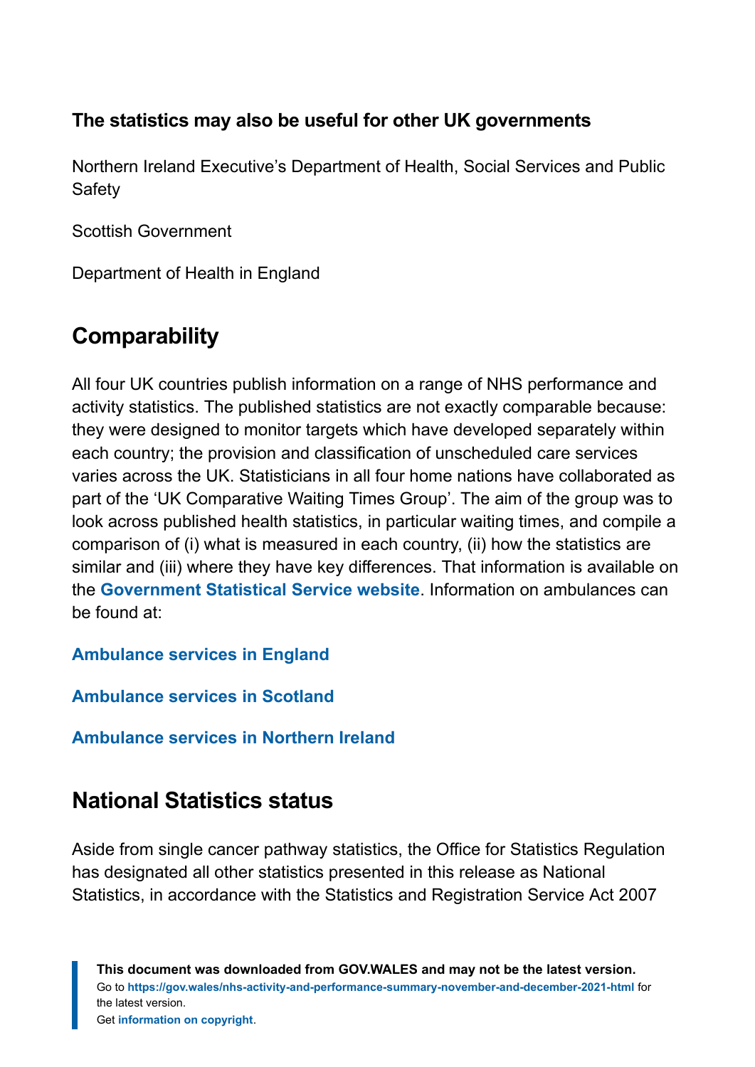### The statistics may also be useful for other UK governments

Northern Ireland Executive's Department of Health, Social Services and Public Safety

Scottish Government

Department of Health in England

## Comparability

All four UK countries publish information on a range of NHS performance and activity statistics. The published statistics are not exactly comparable because: they were designed to monitor targets which have developed separately within each country; the provision and classification of unscheduled care services varies across the UK. Statisticians in all four home nations have collaborated as part of the 'UK Comparative Waiting Times Group'. The aim of the group was to look across published health statistics, in particular waiting times, and compile a comparison of (i) what is measured in each country, (ii) how the statistics are similar and (iii) where they have key differences. That information is available on the **Government Statistical Service website**. Information on ambulances can be found at:

**Ambulance services in England**

**Ambulance services in Scotland**

**Ambulance services in Northern Ireland**

## National Statistics status

Aside from single cancer pathway statistics, the Office for Statistics Regulation has designated all other statistics presented in this release as National Statistics, in accordance with the Statistics and Registration Service Act 2007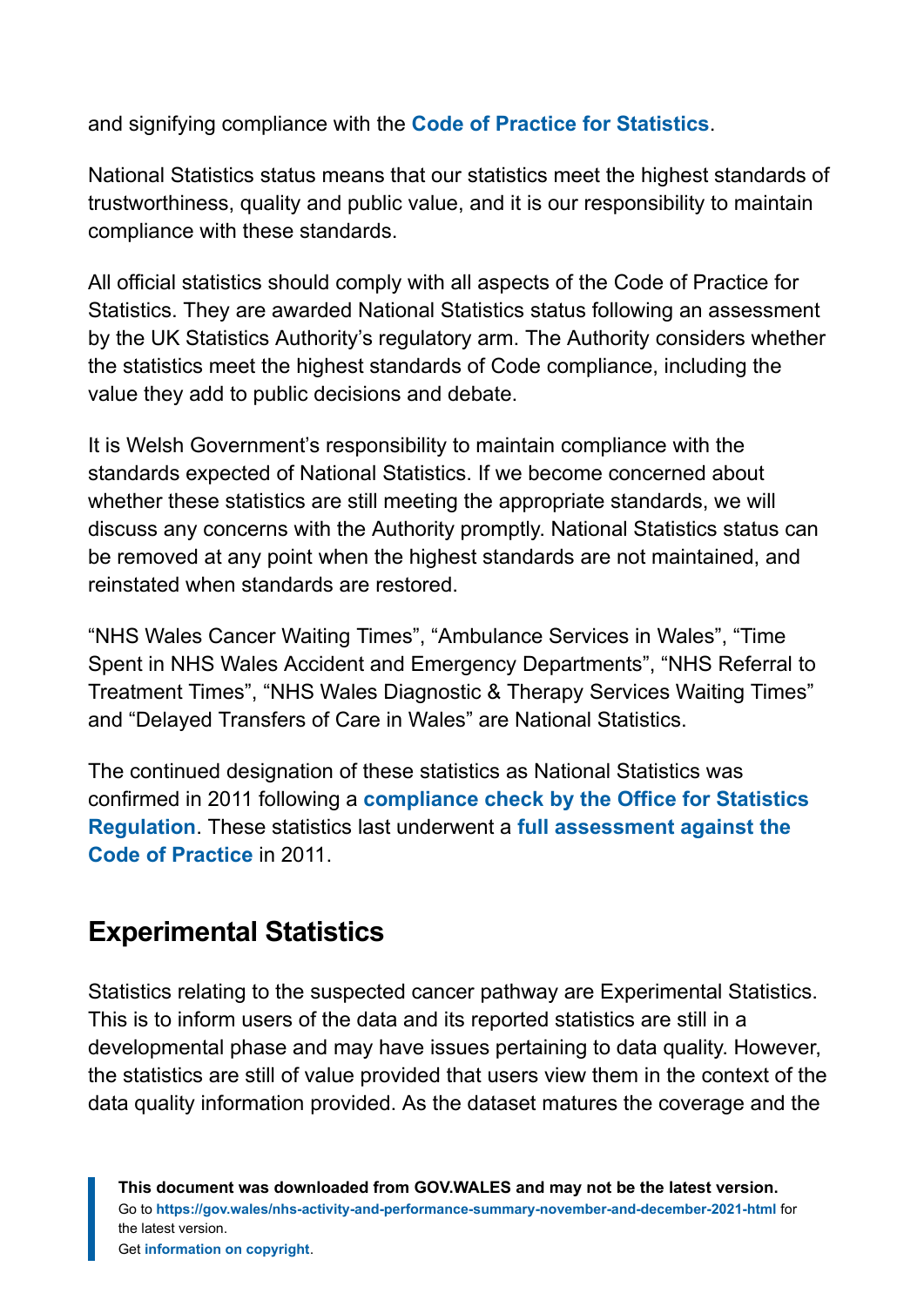and signifying compliance with the **Code of Practice for Statistics**.

National Statistics status means that our statistics meet the highest standards of trustworthiness, quality and public value, and it is our responsibility to maintain compliance with these standards.

All official statistics should comply with all aspects of the Code of Practice for Statistics. They are awarded National Statistics status following an assessment by the UK Statistics Authority's regulatory arm. The Authority considers whether the statistics meet the highest standards of Code compliance, including the value they add to public decisions and debate.

It is Welsh Government's responsibility to maintain compliance with the standards expected of National Statistics. If we become concerned about whether these statistics are still meeting the appropriate standards, we will discuss any concerns with the Authority promptly. National Statistics status can be removed at any point when the highest standards are not maintained, and reinstated when standards are restored.

"NHS Wales Cancer Waiting Times", "Ambulance Services in Wales", "Time Spent in NHS Wales Accident and Emergency Departments", "NHS Referral to Treatment Times", "NHS Wales Diagnostic & Therapy Services Waiting Times" and "Delayed Transfers of Care in Wales" are National Statistics.

The continued designation of these statistics as National Statistics was confirmed in 2011 following a **compliance check by the Office for Statistics Regulation**. These statistics last underwent a **full assessment against the Code of Practice** in 2011.

## Experimental Statistics

Statistics relating to the suspected cancer pathway are Experimental Statistics. This is to inform users of the data and its reported statistics are still in a developmental phase and may have issues pertaining to data quality. However, the statistics are still of value provided that users view them in the context of the data quality information provided. As the dataset matures the coverage and the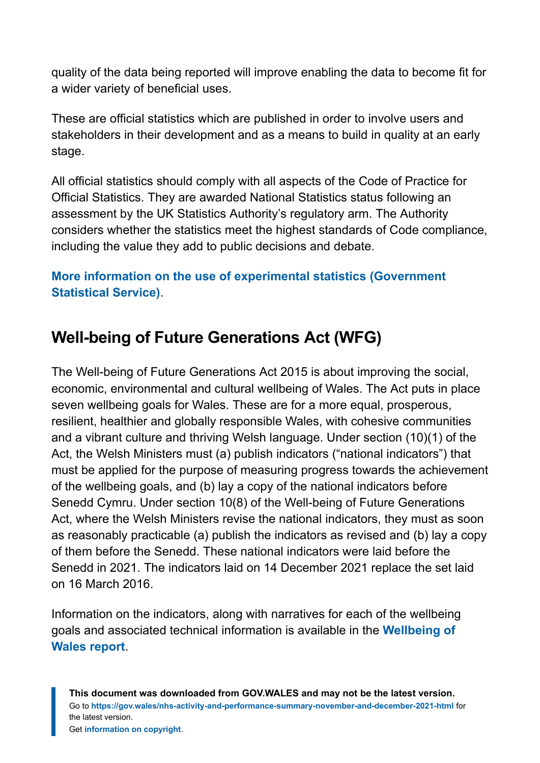quality of the data being reported will improve enabling the data to become fit for a wider variety of beneficial uses.

These are official statistics which are published in order to involve users and stakeholders in their development and as a means to build in quality at an early stage.

All official statistics should comply with all aspects of the Code of Practice for Official Statistics. They are awarded National Statistics status following an assessment by the UK Statistics Authority's regulatory arm. The Authority considers whether the statistics meet the highest standards of Code compliance, including the value they add to public decisions and debate.

**More information on the use of experimental statistics (Government Statistical Service)**.

## Well-being of Future Generations Act (WFG)

The Well-being of Future Generations Act 2015 is about improving the social, economic, environmental and cultural wellbeing of Wales. The Act puts in place seven wellbeing goals for Wales. These are for a more equal, prosperous, resilient, healthier and globally responsible Wales, with cohesive communities and a vibrant culture and thriving Welsh language. Under section (10)(1) of the Act, the Welsh Ministers must (a) publish indicators ("national indicators") that must be applied for the purpose of measuring progress towards the achievement of the wellbeing goals, and (b) lay a copy of the national indicators before Senedd Cymru. Under section 10(8) of the Well-being of Future Generations Act, where the Welsh Ministers revise the national indicators, they must as soon as reasonably practicable (a) publish the indicators as revised and (b) lay a copy of them before the Senedd. These national indicators were laid before the Senedd in 2021. The indicators laid on 14 December 2021 replace the set laid on 16 March 2016.

Information on the indicators, along with narratives for each of the wellbeing goals and associated technical information is available in the **Wellbeing of Wales report**.

**This document was downloaded from GOV.WALES and may not be the latest version.**
Go to **https://gov.wales/nhs-activity-and-performance-summary-november-and-december-2021-html** for the latest version.
Get **information on copyright**.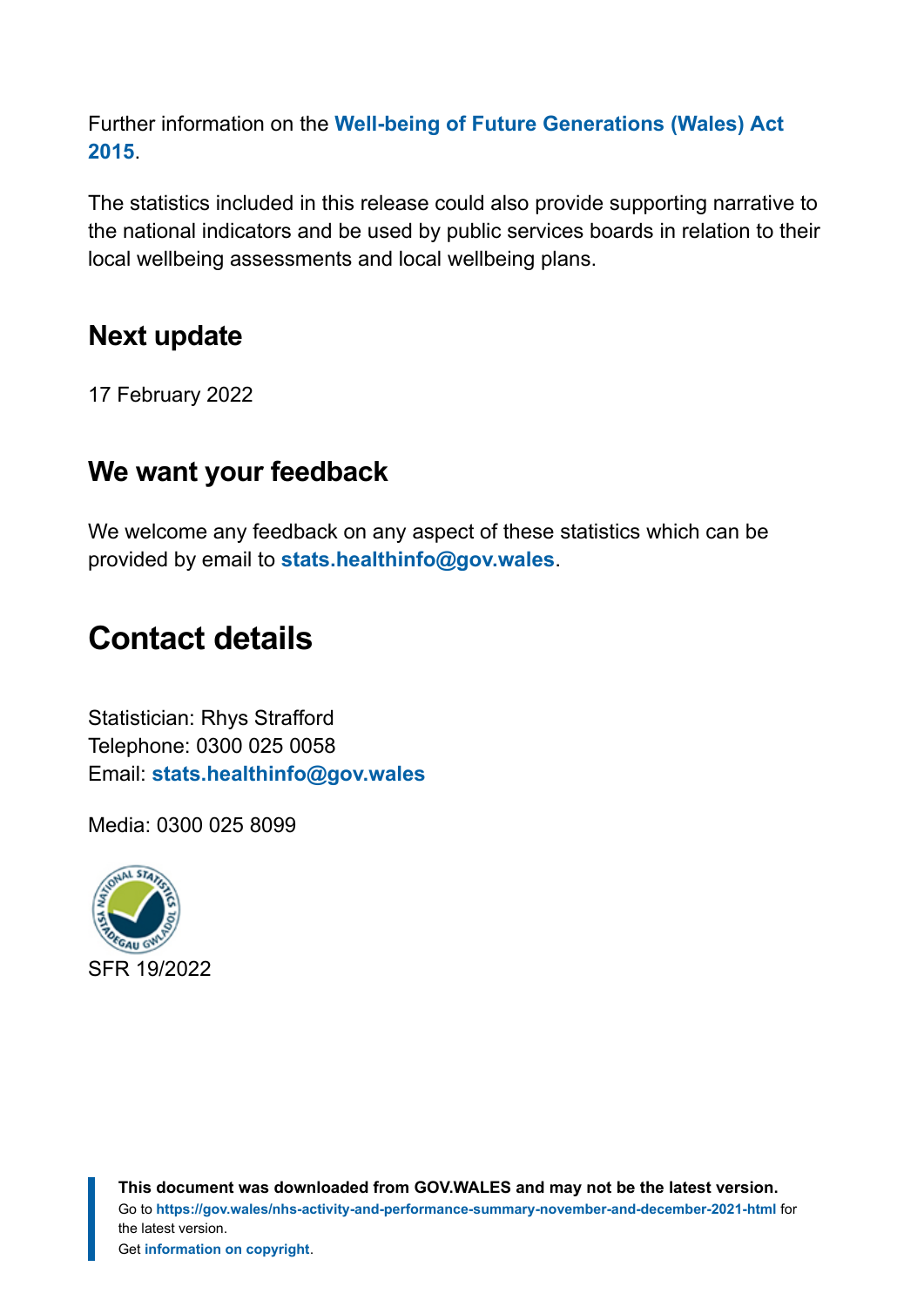Further information on the **Well-being of Future Generations (Wales) Act 2015**.

The statistics included in this release could also provide supporting narrative to the national indicators and be used by public services boards in relation to their local wellbeing assessments and local wellbeing plans.

### Next update

17 February 2022

### We want your feedback

We welcome any feedback on any aspect of these statistics which can be provided by email to **stats.healthinfo@gov.wales**.

## Contact details

Statistician: Rhys Strafford
Telephone: 0300 025 0058
Email: **stats.healthinfo@gov.wales**

Media: 0300 025 8099

SFR 19/2022

**This document was downloaded from GOV.WALES and may not be the latest version.**
Go to **https://gov.wales/nhs-activity-and-performance-summary-november-and-december-2021-html** for the latest version.
Get **information on copyright**.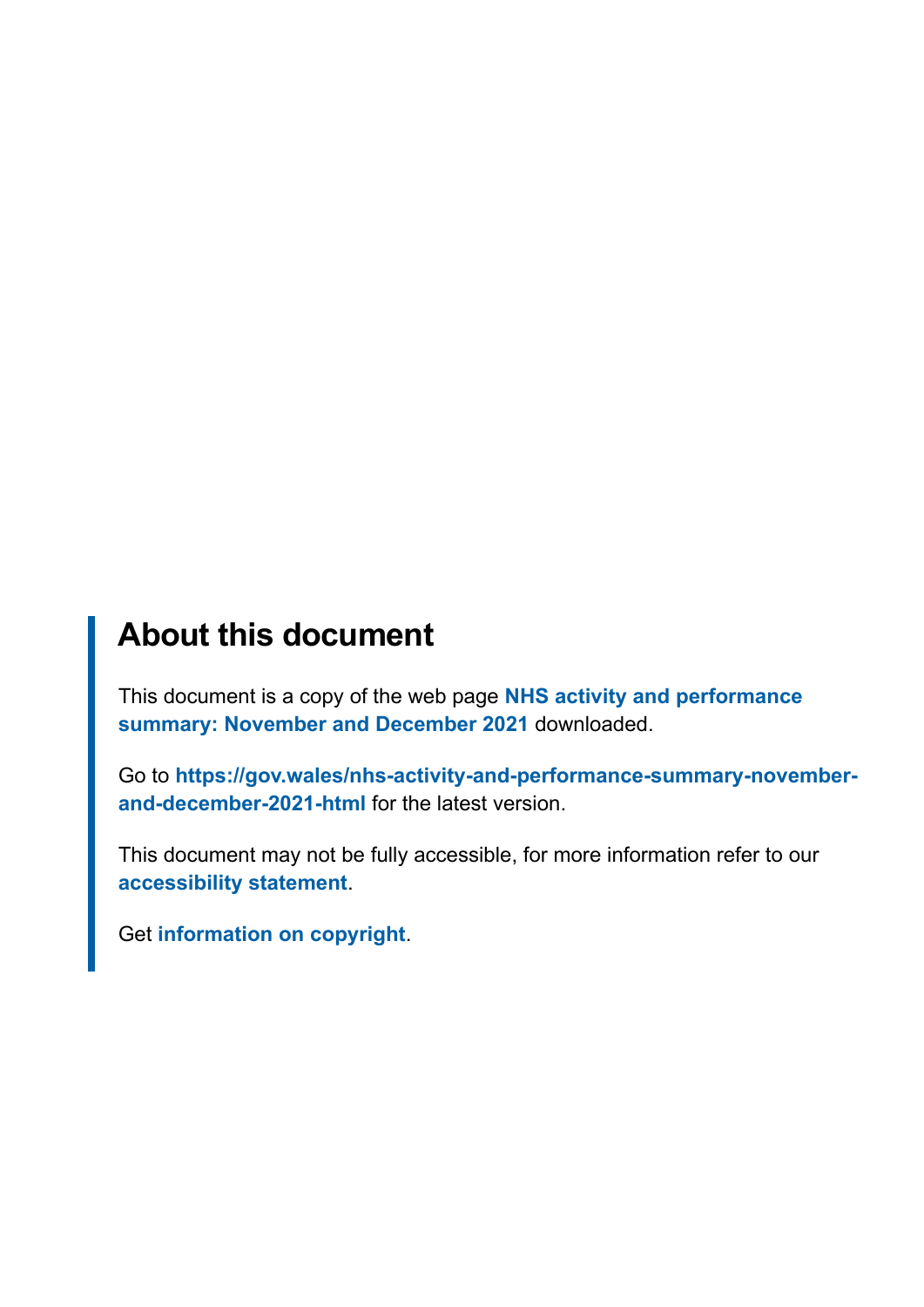## About this document

This document is a copy of the web page **NHS activity and performance summary: November and December 2021** downloaded.

Go to **https://gov.wales/nhs-activity-and-performance-summary-november-and-december-2021-html** for the latest version.

This document may not be fully accessible, for more information refer to our **accessibility statement**.

Get **information on copyright**.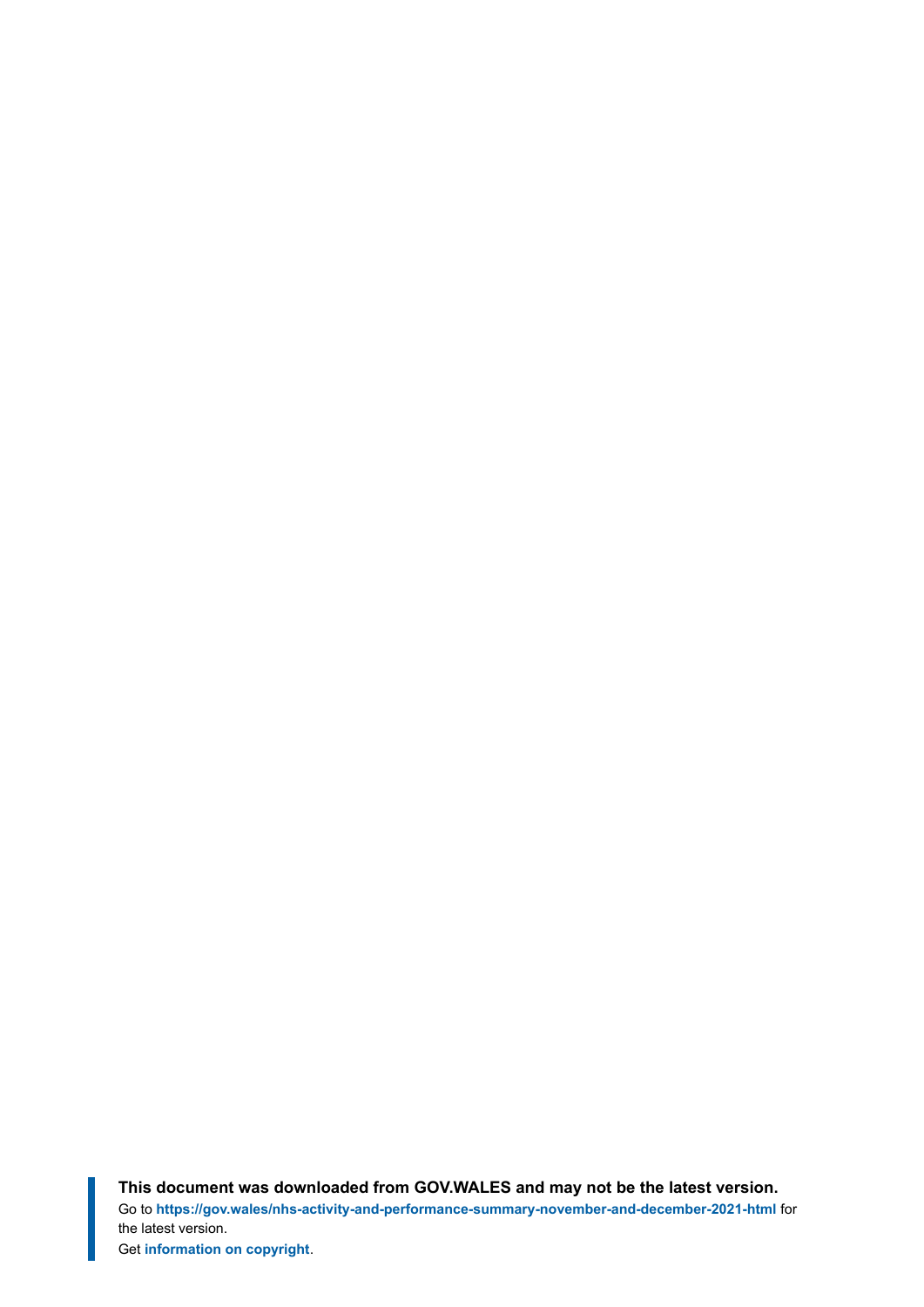**This document was downloaded from GOV.WALES and may not be the latest version.**

Go to **https://gov.wales/nhs-activity-and-performance-summary-november-and-december-2021-html** for the latest version.

Get **information on copyright**.